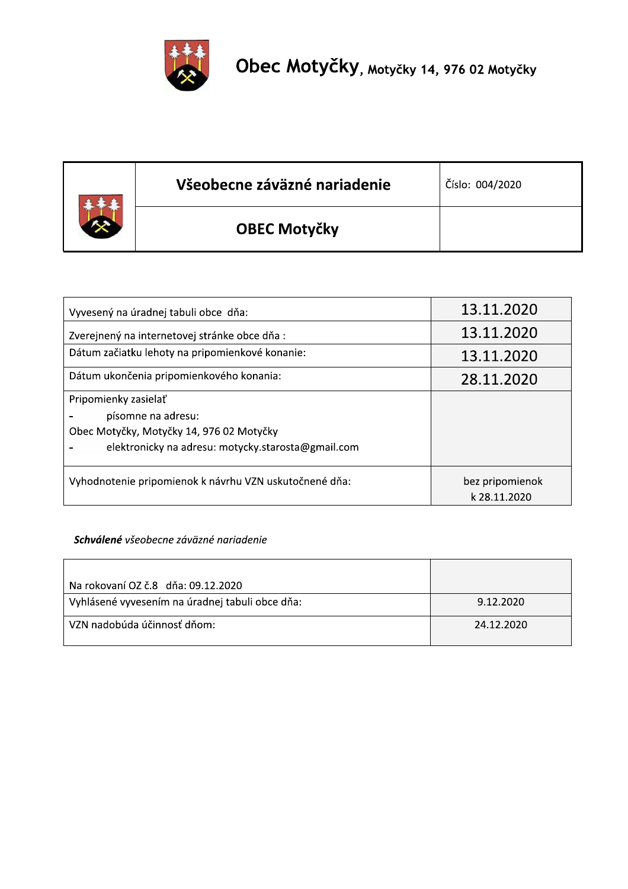# Obec Motyčky, Motyčky 14, 976 02 Motyčky

| Všeobecne záväzné nariadenie | Číslo: 004/2020 |
|---|---|
| **OBEC Motyčky** | |

| | |
|---|---|
| Vyvesený na úradnej tabuli obce dňa: | 13.11.2020 |
| Zverejnený na internetovej stránke obce dňa : | 13.11.2020 |
| Dátum začiatku lehoty na pripomienkové konanie: | 13.11.2020 |
| Dátum ukončenia pripomienkového konania: | 28.11.2020 |
| Pripomienky zasielať<br>- písomne na adresu:<br>Obec Motyčky, Motyčky 14, 976 02 Motyčky<br>- elektronicky na adresu: motycky.starosta@gmail.com | |
| Vyhodnotenie pripomienok k návrhu VZN uskutočnené dňa: | bez pripomienok<br>k 28.11.2020 |

***Schválené*** *všeobecne záväzné nariadenie*

| | |
|---|---|
| Na rokovaní OZ č.8 dňa: 09.12.2020 | |
| Vyhlásené vyvesením na úradnej tabuli obce dňa: | 9.12.2020 |
| VZN nadobúda účinnosť dňom: | 24.12.2020 |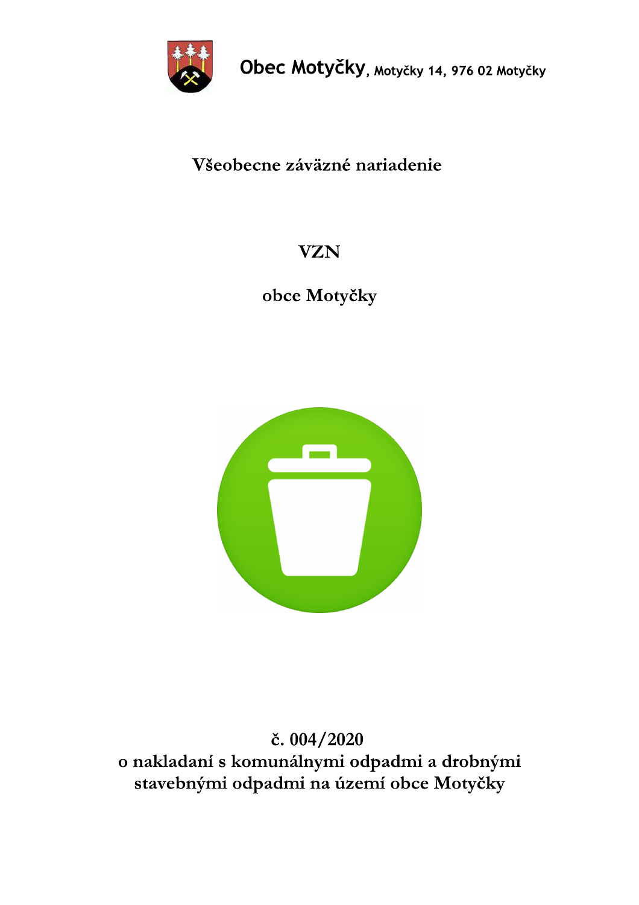**Obec Motyčky**, Motyčky 14, 976 02 Motyčky

# Všeobecne záväzné nariadenie

# VZN

## obce Motyčky

## č. 004/2020
## o nakladaní s komunálnymi odpadmi a drobnými stavebnými odpadmi na území obce Motyčky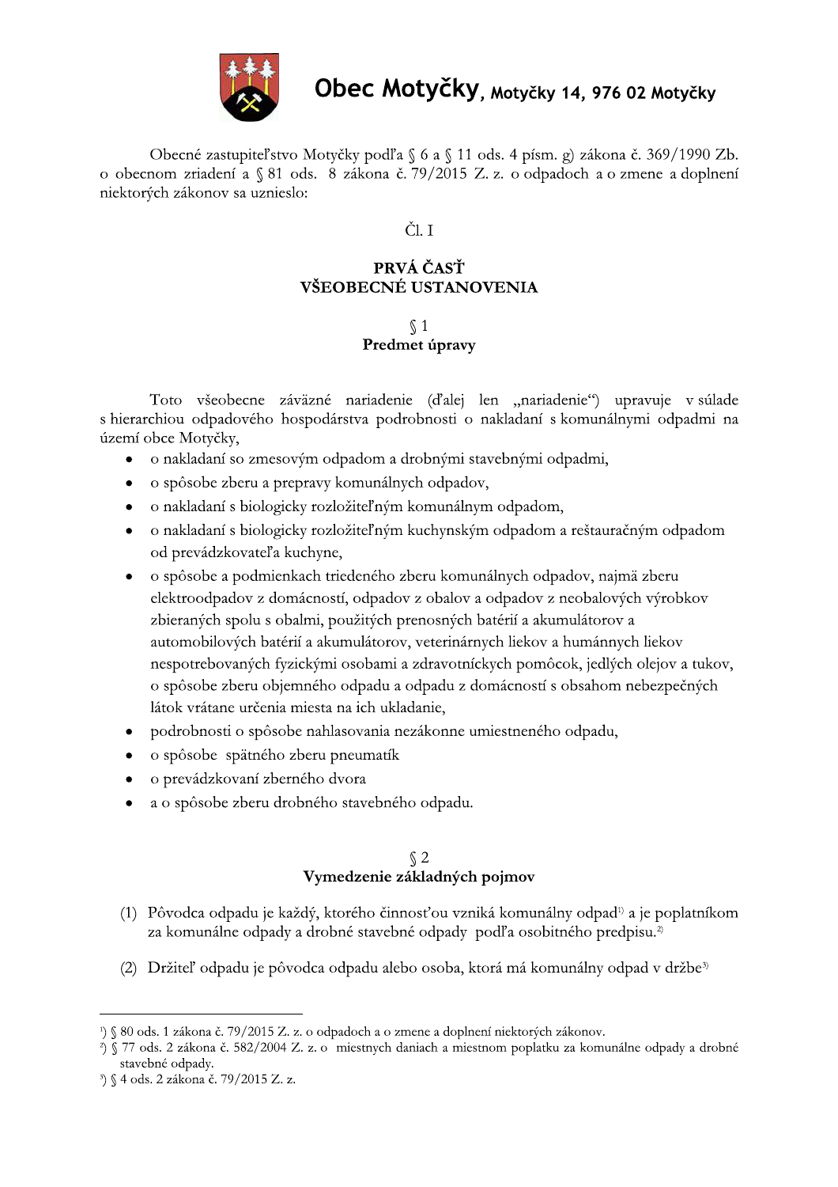# Obec Motyčky, Motyčky 14, 976 02 Motyčky

Obecné zastupiteľstvo Motyčky podľa § 6 a § 11 ods. 4 písm. g) zákona č. 369/1990 Zb. o obecnom zriadení a § 81 ods. 8 zákona č. 79/2015 Z. z. o odpadoch a o zmene a doplnení niektorých zákonov sa uznieslo:

Čl. I

## PRVÁ ČASŤ
## VŠEOBECNÉ USTANOVENIA

### § 1
### Predmet úpravy

Toto všeobecne záväzné nariadenie (ďalej len „nariadenie") upravuje v súlade s hierarchiou odpadového hospodárstva podrobnosti o nakladaní s komunálnymi odpadmi na území obce Motyčky,

- o nakladaní so zmesovým odpadom a drobnými stavebnými odpadmi,
- o spôsobe zberu a prepravy komunálnych odpadov,
- o nakladaní s biologicky rozložiteľným komunálnym odpadom,
- o nakladaní s biologicky rozložiteľným kuchynským odpadom a reštauračným odpadom od prevádzkovateľa kuchyne,
- o spôsobe a podmienkach triedeného zberu komunálnych odpadov, najmä zberu elektroodpadov z domácností, odpadov z obalov a odpadov z neobalových výrobkov zbieraných spolu s obalmi, použitých prenosných batérií a akumulátorov a automobilových batérií a akumulátorov, veterinárnych liekov a humánnych liekov nespotrebovaných fyzickými osobami a zdravotníckych pomôcok, jedlých olejov a tukov, o spôsobe zberu objemného odpadu a odpadu z domácností s obsahom nebezpečných látok vrátane určenia miesta na ich ukladanie,
- podrobnosti o spôsobe nahlasovania nezákonne umiestneného odpadu,
- o spôsobe spätného zberu pneumatík
- o prevádzkovaní zberného dvora
- a o spôsobe zberu drobného stavebného odpadu.

### § 2
### Vymedzenie základných pojmov

(1) Pôvodca odpadu je každý, ktorého činnosťou vzniká komunálny odpad[1] a je poplatníkom za komunálne odpady a drobné stavebné odpady podľa osobitného predpisu.[2]

(2) Držiteľ odpadu je pôvodca odpadu alebo osoba, ktorá má komunálny odpad v držbe[3]

---

[1]) § 80 ods. 1 zákona č. 79/2015 Z. z. o odpadoch a o zmene a doplnení niektorých zákonov.

[2]) § 77 ods. 2 zákona č. 582/2004 Z. z. o miestnych daniach a miestnom poplatku za komunálne odpady a drobné stavebné odpady.

[3]) § 4 ods. 2 zákona č. 79/2015 Z. z.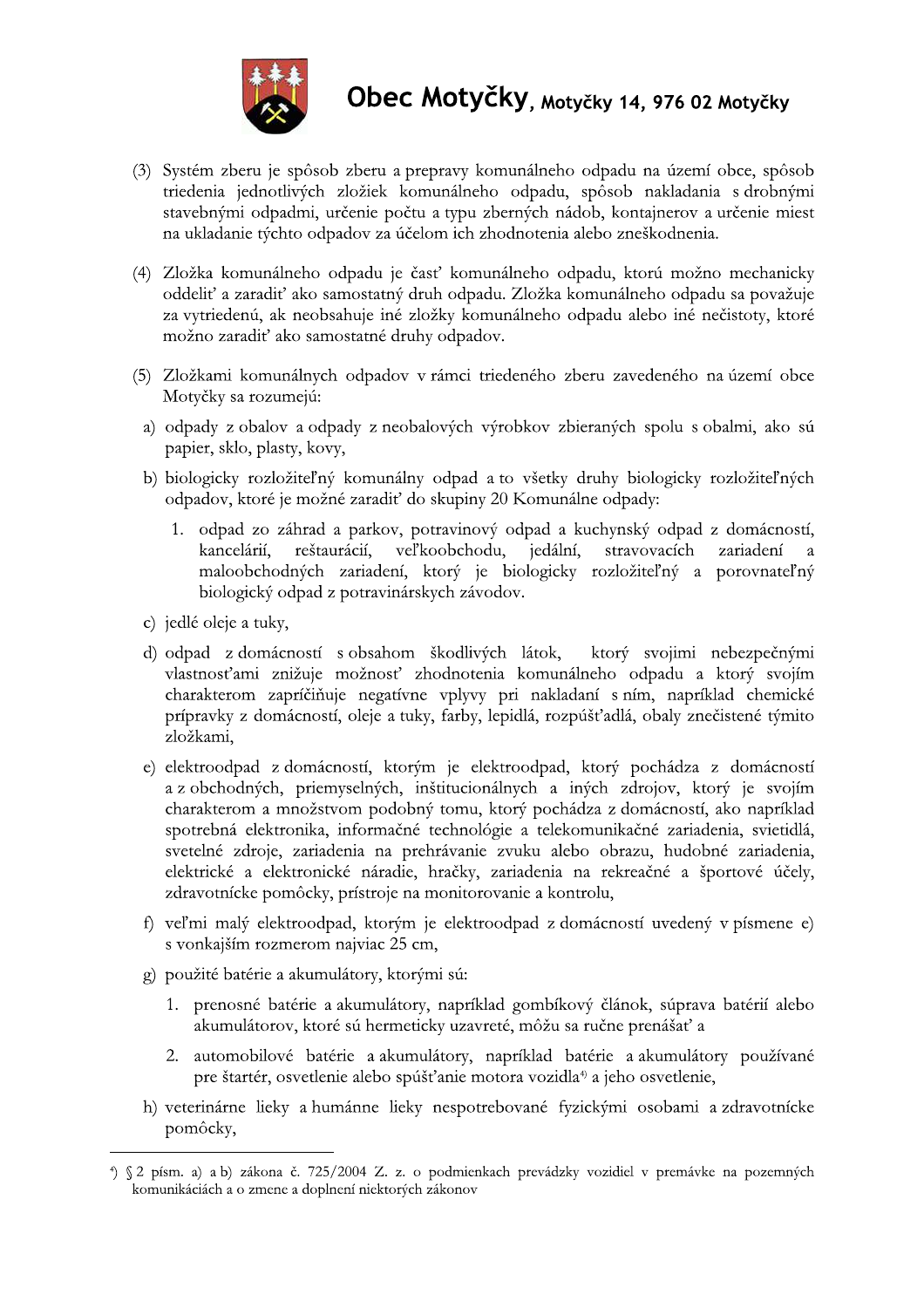(3) Systém zberu je spôsob zberu a prepravy komunálneho odpadu na území obce, spôsob triedenia jednotlivých zložiek komunálneho odpadu, spôsob nakladania s drobnými stavebnými odpadmi, určenie počtu a typu zberných nádob, kontajnerov a určenie miest na ukladanie týchto odpadov za účelom ich zhodnotenia alebo zneškodnenia.

(4) Zložka komunálneho odpadu je časť komunálneho odpadu, ktorú možno mechanicky oddeliť a zaradiť ako samostatný druh odpadu. Zložka komunálneho odpadu sa považuje za vytriedenú, ak neobsahuje iné zložky komunálneho odpadu alebo iné nečistoty, ktoré možno zaradiť ako samostatné druhy odpadov.

(5) Zložkami komunálnych odpadov v rámci triedeného zberu zavedeného na území obce Motyčky sa rozumejú:

a) odpady z obalov a odpady z neobalových výrobkov zbieraných spolu s obalmi, ako sú papier, sklo, plasty, kovy,

b) biologicky rozložiteľný komunálny odpad a to všetky druhy biologicky rozložiteľných odpadov, ktoré je možné zaradiť do skupiny 20 Komunálne odpady:

   1. odpad zo záhrad a parkov, potravinový odpad a kuchynský odpad z domácností, kancelárií, reštaurácií, veľkoobchodu, jedální, stravovacích zariadení a maloobchodných zariadení, ktorý je biologicky rozložiteľný a porovnateľný biologický odpad z potravinárskych závodov.

c) jedlé oleje a tuky,

d) odpad z domácností s obsahom škodlivých látok, ktorý svojimi nebezpečnými vlastnosťami znižuje možnosť zhodnotenia komunálneho odpadu a ktorý svojím charakterom zapríčiňuje negatívne vplyvy pri nakladaní s ním, napríklad chemické prípravky z domácností, oleje a tuky, farby, lepidlá, rozpúšťadlá, obaly znečistené týmito zložkami,

e) elektroodpad z domácností, ktorým je elektroodpad, ktorý pochádza z domácností a z obchodných, priemyselných, inštitucionálnych a iných zdrojov, ktorý je svojím charakterom a množstvom podobný tomu, ktorý pochádza z domácností, ako napríklad spotrebná elektronika, informačné technológie a telekomunikačné zariadenia, svietidlá, svetelné zdroje, zariadenia na prehrávanie zvuku alebo obrazu, hudobné zariadenia, elektrické a elektronické náradie, hračky, zariadenia na rekreačné a športové účely, zdravotnícke pomôcky, prístroje na monitorovanie a kontrolu,

f) veľmi malý elektroodpad, ktorým je elektroodpad z domácností uvedený v písmene e) s vonkajším rozmerom najviac 25 cm,

g) použité batérie a akumulátory, ktorými sú:

   1. prenosné batérie a akumulátory, napríklad gombíkový článok, súprava batérií alebo akumulátorov, ktoré sú hermeticky uzavreté, môžu sa ručne prenášať a

   2. automobilové batérie a akumulátory, napríklad batérie a akumulátory používané pre štartér, osvetlenie alebo spúšťanie motora vozidla[4] a jeho osvetlenie,

h) veterinárne lieky a humánne lieky nespotrebované fyzickými osobami a zdravotnícke pomôcky,

---

[4]) § 2 písm. a) a b) zákona č. 725/2004 Z. z. o podmienkach prevádzky vozidiel v premávke na pozemných komunikáciách a o zmene a doplnení niektorých zákonov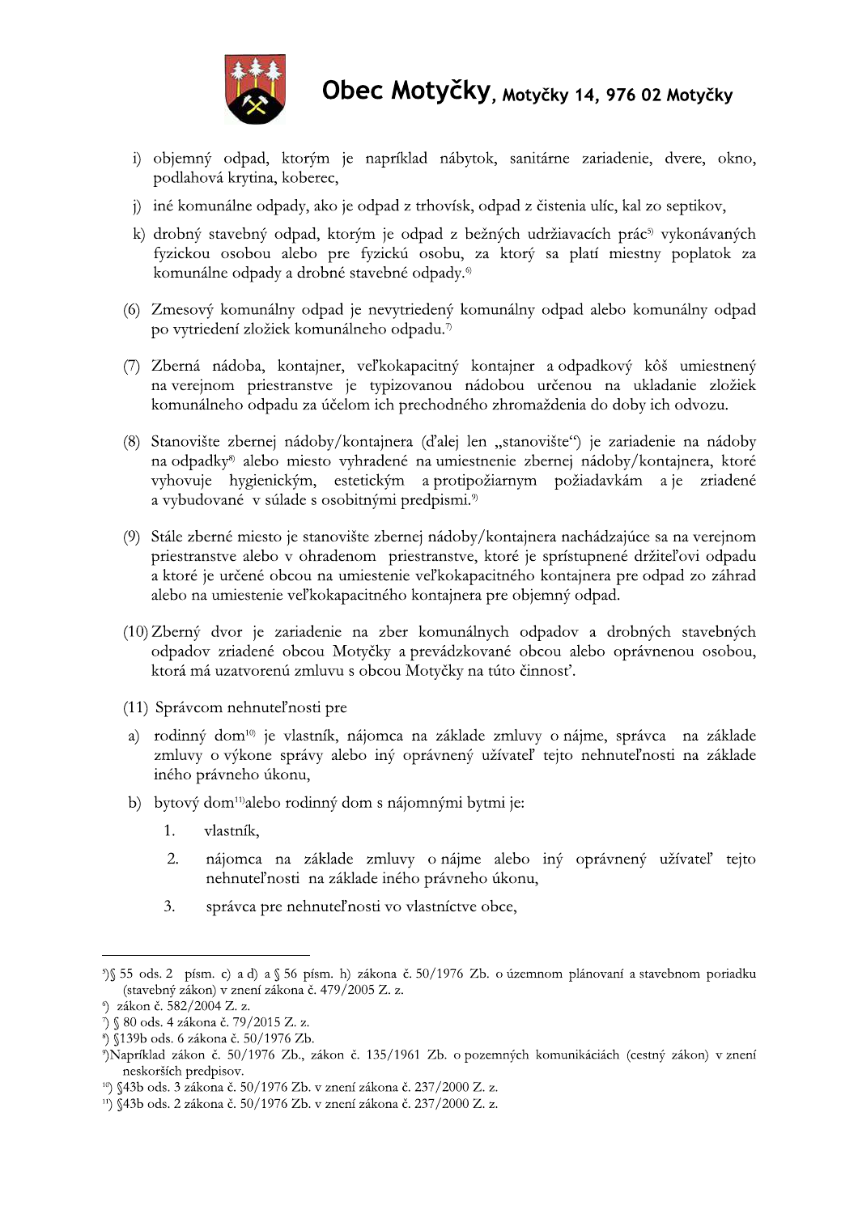i) objemný odpad, ktorým je napríklad nábytok, sanitárne zariadenie, dvere, okno, podlahová krytina, koberec,

j) iné komunálne odpady, ako je odpad z trhovísk, odpad z čistenia ulíc, kal zo septikov,

k) drobný stavebný odpad, ktorým je odpad z bežných udržiavacích prác[5] vykonávaných fyzickou osobou alebo pre fyzickú osobu, za ktorý sa platí miestny poplatok za komunálne odpady a drobné stavebné odpady.[6]

(6) Zmesový komunálny odpad je nevytriedený komunálny odpad alebo komunálny odpad po vytriedení zložiek komunálneho odpadu.[7]

(7) Zberná nádoba, kontajner, veľkokapacitný kontajner a odpadkový kôš umiestnený na verejnom priestranstve je typizovanou nádobou určenou na ukladanie zložiek komunálneho odpadu za účelom ich prechodného zhromaždenia do doby ich odvozu.

(8) Stanovište zbernej nádoby/kontajnera (ďalej len „stanovište") je zariadenie na nádoby na odpadky[8] alebo miesto vyhradené na umiestnenie zbernej nádoby/kontajnera, ktoré vyhovuje hygienickým, estetickým a protipožiarnym požiadavkám a je zriadené a vybudované v súlade s osobitnými predpismi.[9]

(9) Stále zberné miesto je stanovište zbernej nádoby/kontajnera nachádzajúce sa na verejnom priestranstve alebo v ohradenom priestranstve, ktoré je sprístupnené držiteľovi odpadu a ktoré je určené obcou na umiestenie veľkokapacitného kontajnera pre odpad zo záhrad alebo na umiestenie veľkokapacitného kontajnera pre objemný odpad.

(10) Zberný dvor je zariadenie na zber komunálnych odpadov a drobných stavebných odpadov zriadené obcou Motyčky a prevádzkované obcou alebo oprávnenou osobou, ktorá má uzatvorenú zmluvu s obcou Motyčky na túto činnosť.

(11) Správcom nehnuteľnosti pre

a) rodinný dom[10] je vlastník, nájomca na základe zmluvy o nájme, správca na základe zmluvy o výkone správy alebo iný oprávnený užívateľ tejto nehnuteľnosti na základe iného právneho úkonu,

b) bytový dom[11] alebo rodinný dom s nájomnými bytmi je:

1. vlastník,
2. nájomca na základe zmluvy o nájme alebo iný oprávnený užívateľ tejto nehnuteľnosti na základe iného právneho úkonu,
3. správca pre nehnuteľnosti vo vlastníctve obce,

---

[5]) § 55 ods. 2 písm. c) a d) a § 56 písm. h) zákona č. 50/1976 Zb. o územnom plánovaní a stavebnom poriadku (stavebný zákon) v znení zákona č. 479/2005 Z. z.

[6]) zákon č. 582/2004 Z. z.

[7]) § 80 ods. 4 zákona č. 79/2015 Z. z.

[8]) §139b ods. 6 zákona č. 50/1976 Zb.

[9]) Napríklad zákon č. 50/1976 Zb., zákon č. 135/1961 Zb. o pozemných komunikáciách (cestný zákon) v znení neskorších predpisov.

[10]) §43b ods. 3 zákona č. 50/1976 Zb. v znení zákona č. 237/2000 Z. z.

[11]) §43b ods. 2 zákona č. 50/1976 Zb. v znení zákona č. 237/2000 Z. z.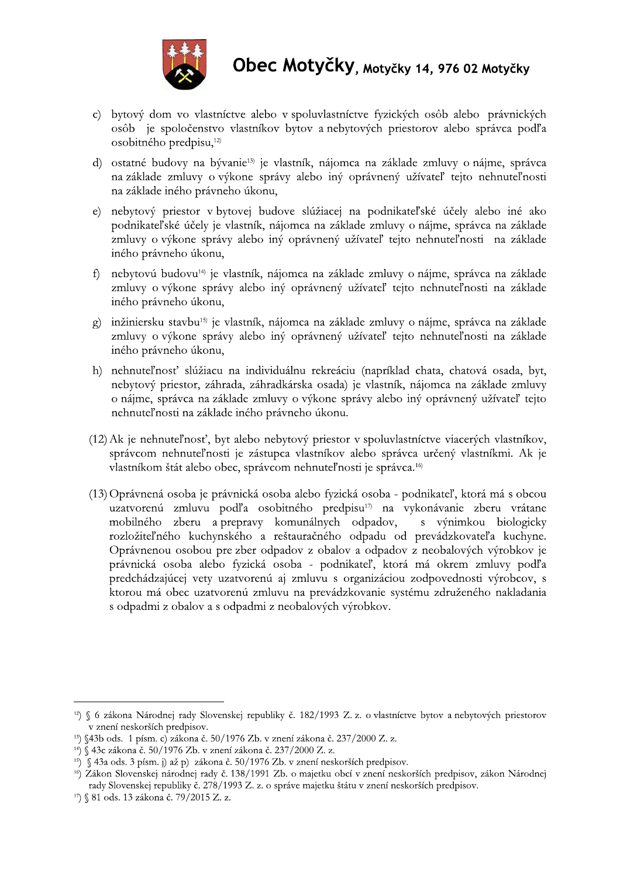c) bytový dom vo vlastníctve alebo v spoluvlastníctve fyzických osôb alebo právnických osôb je spoločenstvo vlastníkov bytov a nebytových priestorov alebo správca podľa osobitného predpisu,[12]

d) ostatné budovy na bývanie[13] je vlastník, nájomca na základe zmluvy o nájme, správca na základe zmluvy o výkone správy alebo iný oprávnený užívateľ tejto nehnuteľnosti na základe iného právneho úkonu,

e) nebytový priestor v bytovej budove slúžiacej na podnikateľské účely alebo iné ako podnikateľské účely je vlastník, nájomca na základe zmluvy o nájme, správca na základe zmluvy o výkone správy alebo iný oprávnený užívateľ tejto nehnuteľnosti na základe iného právneho úkonu,

f) nebytovú budovu[14] je vlastník, nájomca na základe zmluvy o nájme, správca na základe zmluvy o výkone správy alebo iný oprávnený užívateľ tejto nehnuteľnosti na základe iného právneho úkonu,

g) inžiniersku stavbu[15] je vlastník, nájomca na základe zmluvy o nájme, správca na základe zmluvy o výkone správy alebo iný oprávnený užívateľ tejto nehnuteľnosti na základe iného právneho úkonu,

h) nehnuteľnosť slúžiacu na individuálnu rekreáciu (napríklad chata, chatová osada, byt, nebytový priestor, záhrada, záhradkárska osada) je vlastník, nájomca na základe zmluvy o nájme, správca na základe zmluvy o výkone správy alebo iný oprávnený užívateľ tejto nehnuteľnosti na základe iného právneho úkonu.

(12) Ak je nehnuteľnosť, byt alebo nebytový priestor v spoluvlastníctve viacerých vlastníkov, správcom nehnuteľnosti je zástupca vlastníkov alebo správca určený vlastníkmi. Ak je vlastníkom štát alebo obec, správcom nehnuteľnosti je správca.[16]

(13) Oprávnená osoba je právnická osoba alebo fyzická osoba - podnikateľ, ktorá má s obcou uzatvorenú zmluvu podľa osobitného predpisu[17] na vykonávanie zberu vrátane mobilného zberu a prepravy komunálnych odpadov, s výnimkou biologicky rozložiteľného kuchynského a reštauračného odpadu od prevádzkovateľa kuchyne. Oprávnenou osobou pre zber odpadov z obalov a odpadov z neobalových výrobkov je právnická osoba alebo fyzická osoba - podnikateľ, ktorá má okrem zmluvy podľa predchádzajúcej vety uzatvorenú aj zmluvu s organizáciou zodpovednosti výrobcov, s ktorou má obec uzatvorenú zmluvu na prevádzkovanie systému združeného nakladania s odpadmi z obalov a s odpadmi z neobalových výrobkov.

---

[12]) § 6 zákona Národnej rady Slovenskej republiky č. 182/1993 Z. z. o vlastníctve bytov a nebytových priestorov v znení neskorších predpisov.

[13]) §43b ods. 1 písm. c) zákona č. 50/1976 Zb. v znení zákona č. 237/2000 Z. z.

[14]) § 43c zákona č. 50/1976 Zb. v znení zákona č. 237/2000 Z. z.

[15]) § 43a ods. 3 písm. j) až p) zákona č. 50/1976 Zb. v znení neskorších predpisov.

[16]) Zákon Slovenskej národnej rady č. 138/1991 Zb. o majetku obcí v znení neskorších predpisov, zákon Národnej rady Slovenskej republiky č. 278/1993 Z. z. o správe majetku štátu v znení neskorších predpisov.

[17]) § 81 ods. 13 zákona č. 79/2015 Z. z.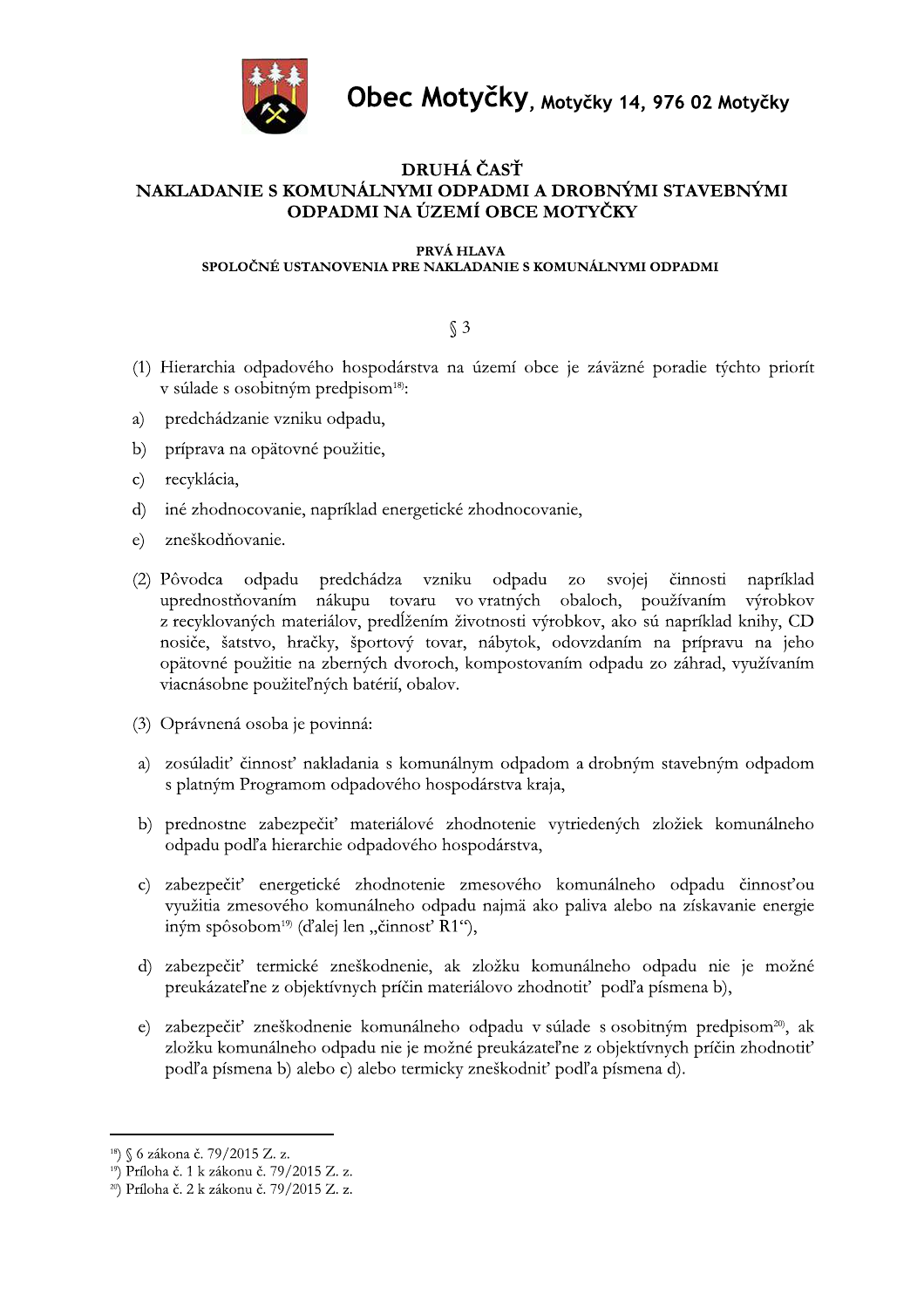# DRUHÁ ČASŤ
# NAKLADANIE S KOMUNÁLNYMI ODPADMI A DROBNÝMI STAVEBNÝMI ODPADMI NA ÚZEMÍ OBCE MOTYČKY

## PRVÁ HLAVA
## SPOLOČNÉ USTANOVENIA PRE NAKLADANIE S KOMUNÁLNYMI ODPADMI

### § 3

(1) Hierarchia odpadového hospodárstva na území obce je záväzné poradie týchto priorít v súlade s osobitným predpisom[18]:

a) predchádzanie vzniku odpadu,

b) príprava na opätovné použitie,

c) recyklácia,

d) iné zhodnocovanie, napríklad energetické zhodnocovanie,

e) zneškodňovanie.

(2) Pôvodca odpadu predchádza vzniku odpadu zo svojej činnosti napríklad uprednostňovaním nákupu tovaru vo vratných obaloch, používaním výrobkov z recyklovaných materiálov, predĺžením životnosti výrobkov, ako sú napríklad knihy, CD nosiče, šatstvo, hračky, športový tovar, nábytok, odovzdaním na prípravu na jeho opätovné použitie na zberných dvoroch, kompostovaním odpadu zo záhrad, využívaním viacnásobne použiteľných batérií, obalov.

(3) Oprávnená osoba je povinná:

a) zosúladiť činnosť nakladania s komunálnym odpadom a drobným stavebným odpadom s platným Programom odpadového hospodárstva kraja,

b) prednostne zabezpečiť materiálové zhodnotenie vytriedených zložiek komunálneho odpadu podľa hierarchie odpadového hospodárstva,

c) zabezpečiť energetické zhodnotenie zmesového komunálneho odpadu činnosťou využitia zmesového komunálneho odpadu najmä ako paliva alebo na získavanie energie iným spôsobom[19] (ďalej len „činnosť R1"),

d) zabezpečiť termické zneškodnenie, ak zložku komunálneho odpadu nie je možné preukázateľne z objektívnych príčin materiálovo zhodnotiť podľa písmena b),

e) zabezpečiť zneškodnenie komunálneho odpadu v súlade s osobitným predpisom[20], ak zložku komunálneho odpadu nie je možné preukázateľne z objektívnych príčin zhodnotiť podľa písmena b) alebo c) alebo termicky zneškodniť podľa písmena d).

---

[18]) § 6 zákona č. 79/2015 Z. z.

[19]) Príloha č. 1 k zákonu č. 79/2015 Z. z.

[20]) Príloha č. 2 k zákonu č. 79/2015 Z. z.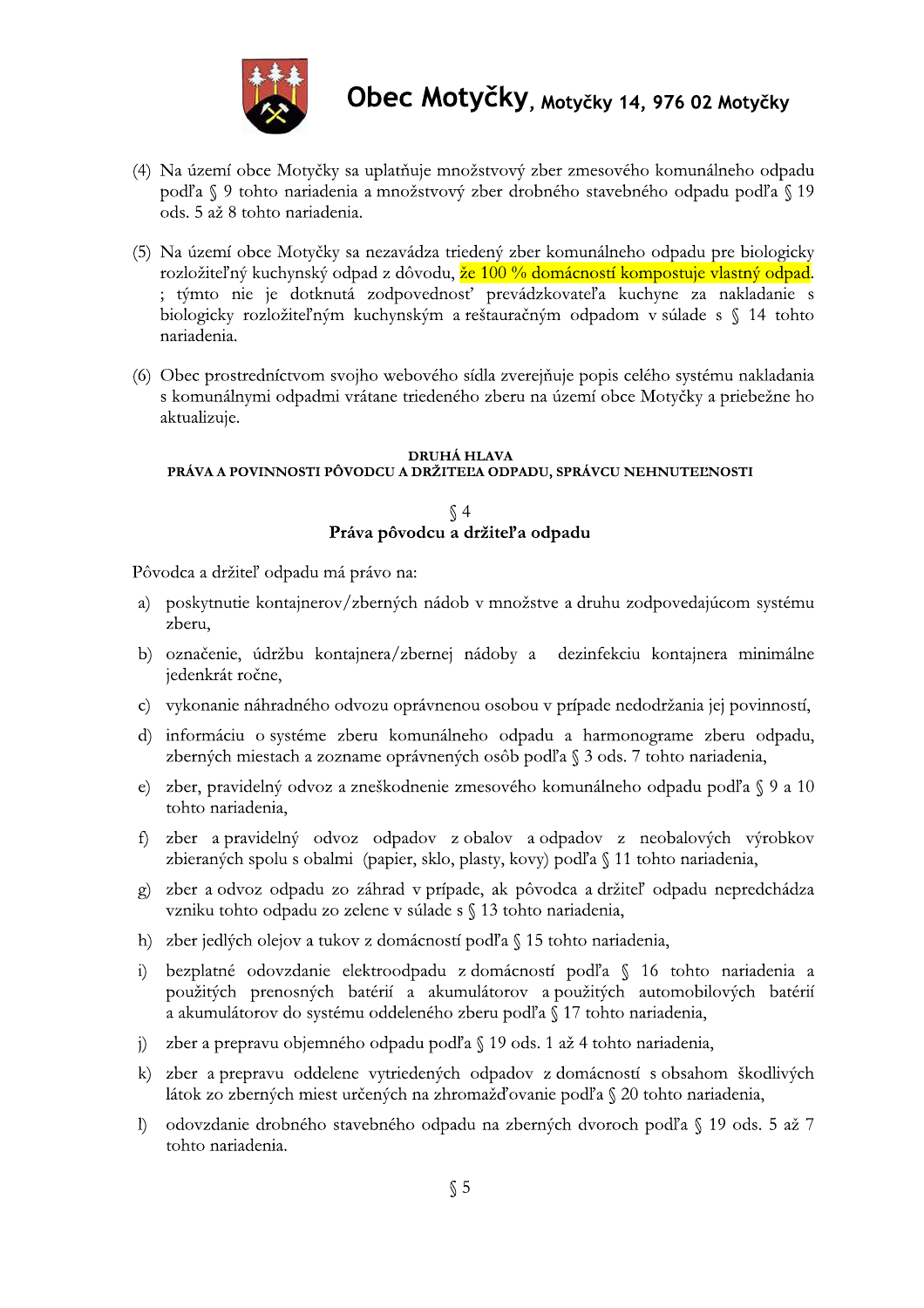(4) Na území obce Motyčky sa uplatňuje množstvový zber zmesového komunálneho odpadu podľa § 9 tohto nariadenia a množstvový zber drobného stavebného odpadu podľa § 19 ods. 5 až 8 tohto nariadenia.

(5) Na území obce Motyčky sa nezavádza triedený zber komunálneho odpadu pre biologicky rozložiteľný kuchynský odpad z dôvodu, že 100 % domácností kompostuje vlastný odpad. ; týmto nie je dotknutá zodpovednosť prevádzkovateľa kuchyne za nakladanie s biologicky rozložiteľným kuchynským a reštauračným odpadom v súlade s § 14 tohto nariadenia.

(6) Obec prostredníctvom svojho webového sídla zverejňuje popis celého systému nakladania s komunálnymi odpadmi vrátane triedeného zberu na území obce Motyčky a priebežne ho aktualizuje.

## DRUHÁ HLAVA
## PRÁVA A POVINNOSTI PÔVODCU A DRŽITEĽA ODPADU, SPRÁVCU NEHNUTEĽNOSTI

### § 4
### Práva pôvodcu a držiteľa odpadu

Pôvodca a držiteľ odpadu má právo na:

a) poskytnutie kontajnerov/zberných nádob v množstve a druhu zodpovedajúcom systému zberu,

b) označenie, údržbu kontajnera/zbernej nádoby a dezinfekciu kontajnera minimálne jedenkrát ročne,

c) vykonanie náhradného odvozu oprávnenou osobou v prípade nedodržania jej povinností,

d) informáciu o systéme zberu komunálneho odpadu a harmonograme zberu odpadu, zberných miestach a zozname oprávnených osôb podľa § 3 ods. 7 tohto nariadenia,

e) zber, pravidelný odvoz a zneškodnenie zmesového komunálneho odpadu podľa § 9 a 10 tohto nariadenia,

f) zber a pravidelný odvoz odpadov z obalov a odpadov z neobalových výrobkov zbieraných spolu s obalmi (papier, sklo, plasty, kovy) podľa § 11 tohto nariadenia,

g) zber a odvoz odpadu zo záhrad v prípade, ak pôvodca a držiteľ odpadu nepredchádza vzniku tohto odpadu zo zelene v súlade s § 13 tohto nariadenia,

h) zber jedlých olejov a tukov z domácností podľa § 15 tohto nariadenia,

i) bezplatné odovzdanie elektroodpadu z domácností podľa § 16 tohto nariadenia a použitých prenosných batérií a akumulátorov a použitých automobilových batérií a akumulátorov do systému oddeleného zberu podľa § 17 tohto nariadenia,

j) zber a prepravu objemného odpadu podľa § 19 ods. 1 až 4 tohto nariadenia,

k) zber a prepravu oddelene vytriedených odpadov z domácností s obsahom škodlivých látok zo zberných miest určených na zhromažďovanie podľa § 20 tohto nariadenia,

l) odovzdanie drobného stavebného odpadu na zberných dvoroch podľa § 19 ods. 5 až 7 tohto nariadenia.

### § 5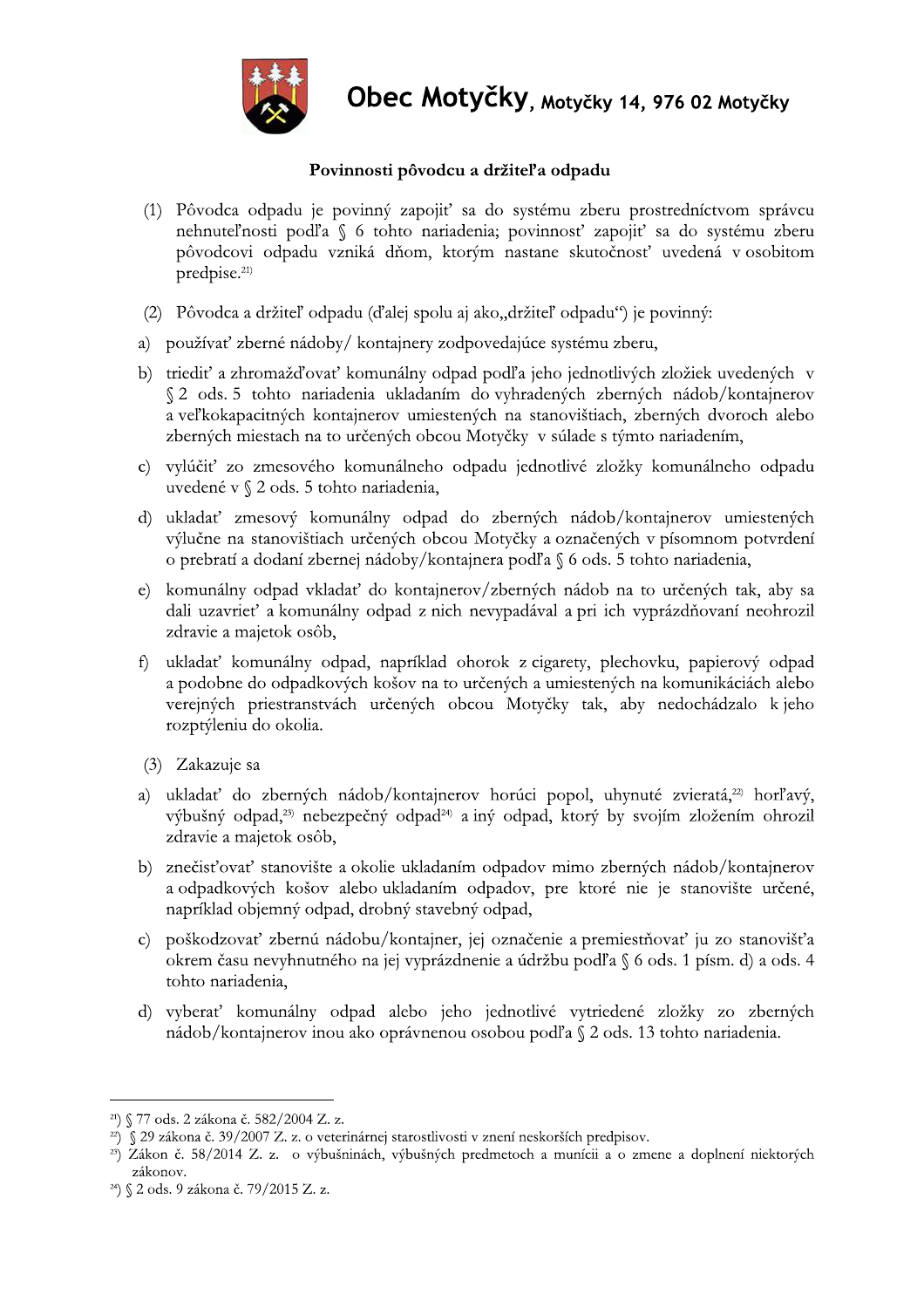# Obec Motyčky, Motyčky 14, 976 02 Motyčky

### Povinnosti pôvodcu a držiteľa odpadu

(1) Pôvodca odpadu je povinný zapojiť sa do systému zberu prostredníctvom správcu nehnuteľnosti podľa § 6 tohto nariadenia; povinnosť zapojiť sa do systému zberu pôvodcovi odpadu vzniká dňom, ktorým nastane skutočnosť uvedená v osobitom predpise.[21)]

(2) Pôvodca a držiteľ odpadu (ďalej spolu aj ako „držiteľ odpadu") je povinný:

a) používať zberné nádoby/ kontajnery zodpovedajúce systému zberu,

b) triediť a zhromažďovať komunálny odpad podľa jeho jednotlivých zložiek uvedených v § 2 ods. 5 tohto nariadenia ukladaním do vyhradených zberných nádob/kontajnerov a veľkokapacitných kontajnerov umiestených na stanovištiach, zberných dvoroch alebo zberných miestach na to určených obcou Motyčky v súlade s týmto nariadením,

c) vylúčiť zo zmesového komunálneho odpadu jednotlivé zložky komunálneho odpadu uvedené v § 2 ods. 5 tohto nariadenia,

d) ukladať zmesový komunálny odpad do zberných nádob/kontajnerov umiestených výlučne na stanovištiach určených obcou Motyčky a označených v písomnom potvrdení o prebratí a dodaní zbernej nádoby/kontajnera podľa § 6 ods. 5 tohto nariadenia,

e) komunálny odpad vkladať do kontajnerov/zberných nádob na to určených tak, aby sa dali uzavrieť a komunálny odpad z nich nevypadával a pri ich vyprázdňovaní neohrozil zdravie a majetok osôb,

f) ukladať komunálny odpad, napríklad ohorok z cigarety, plechovku, papierový odpad a podobne do odpadkových košov na to určených a umiestených na komunikáciách alebo verejných priestranstvách určených obcou Motyčky tak, aby nedochádzalo k jeho rozptýleniu do okolia.

(3) Zakazuje sa

a) ukladať do zberných nádob/kontajnerov horúci popol, uhynuté zvieratá,[22)] horľavý, výbušný odpad,[23)] nebezpečný odpad[24)] a iný odpad, ktorý by svojím zložením ohrozil zdravie a majetok osôb,

b) znečisťovať stanovište a okolie ukladaním odpadov mimo zberných nádob/kontajnerov a odpadkových košov alebo ukladaním odpadov, pre ktoré nie je stanovište určené, napríklad objemný odpad, drobný stavebný odpad,

c) poškodzovať zbernú nádobu/kontajner, jej označenie a premiestňovať ju zo stanovišťa okrem času nevyhnutného na jej vyprázdnenie a údržbu podľa § 6 ods. 1 písm. d) a ods. 4 tohto nariadenia,

d) vyberať komunálny odpad alebo jeho jednotlivé vytriedené zložky zo zberných nádob/kontajnerov inou ako oprávnenou osobou podľa § 2 ods. 13 tohto nariadenia.

---

[21)] § 77 ods. 2 zákona č. 582/2004 Z. z.

[22)] § 29 zákona č. 39/2007 Z. z. o veterinárnej starostlivosti v znení neskorších predpisov.

[23)] Zákon č. 58/2014 Z. z. o výbušninách, výbušných predmetoch a munícii a o zmene a doplnení niektorých zákonov.

[24)] § 2 ods. 9 zákona č. 79/2015 Z. z.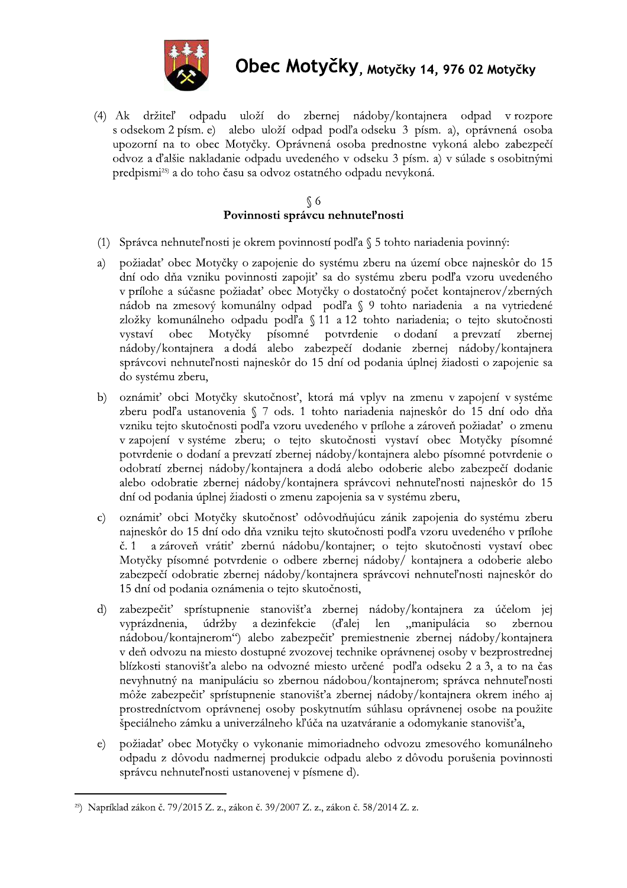(4) Ak držiteľ odpadu uloží do zbernej nádoby/kontajnera odpad v rozpore s odsekom 2 písm. e) alebo uloží odpad podľa odseku 3 písm. a), oprávnená osoba upozorní na to obec Motyčky. Oprávnená osoba prednostne vykoná alebo zabezpečí odvoz a ďalšie nakladanie odpadu uvedeného v odseku 3 písm. a) v súlade s osobitnými predpismi[25] a do toho času sa odvoz ostatného odpadu nevykoná.

## § 6
## Povinnosti správcu nehnuteľnosti

(1) Správca nehnuteľnosti je okrem povinností podľa § 5 tohto nariadenia povinný:

a) požiadať obec Motyčky o zapojenie do systému zberu na území obce najneskôr do 15 dní odo dňa vzniku povinnosti zapojiť sa do systému zberu podľa vzoru uvedeného v prílohe a súčasne požiadať obec Motyčky o dostatočný počet kontajnerov/zberných nádob na zmesový komunálny odpad podľa § 9 tohto nariadenia a na vytriedené zložky komunálneho odpadu podľa § 11 a 12 tohto nariadenia; o tejto skutočnosti vystaví obec Motyčky písomné potvrdenie o dodaní a prevzatí zbernej nádoby/kontajnera a dodá alebo zabezpečí dodanie zbernej nádoby/kontajnera správcovi nehnuteľnosti najneskôr do 15 dní od podania úplnej žiadosti o zapojenie sa do systému zberu,

b) oznámiť obci Motyčky skutočnosť, ktorá má vplyv na zmenu v zapojení v systéme zberu podľa ustanovenia § 7 ods. 1 tohto nariadenia najneskôr do 15 dní odo dňa vzniku tejto skutočnosti podľa vzoru uvedeného v prílohe zároveň požiadať o zmenu v zapojení v systéme zberu; o tejto skutočnosti vystaví obec Motyčky písomné potvrdenie o dodaní a prevzatí zbernej nádoby/kontajnera alebo písomné potvrdenie o odobratí zbernej nádoby/kontajnera a dodá alebo odoberie alebo zabezpečí dodanie alebo odobratie zbernej nádoby/kontajnera správcovi nehnuteľnosti najneskôr do 15 dní od podania úplnej žiadosti o zmenu zapojenia sa v systému zberu,

c) oznámiť obci Motyčky skutočnosť odôvodňujúcu zánik zapojenia do systému zberu najneskôr do 15 dní odo dňa vzniku tejto skutočnosti podľa vzoru uvedeného v prílohe č. 1 a zároveň vrátiť zbernú nádobu/kontajner; o tejto skutočnosti vystaví obec Motyčky písomné potvrdenie o odbere zbernej nádoby/ kontajnera a odoberie alebo zabezpečí odobratie zbernej nádoby/kontajnera správcovi nehnuteľnosti najneskôr do 15 dní od podania oznámenia o tejto skutočnosti,

d) zabezpečiť sprístupnenie stanovišťa zbernej nádoby/kontajnera za účelom jej vyprázdnenia, údržby a dezinfekcie (ďalej len „manipulácia so zbernou nádobou/kontajnerom") alebo zabezpečiť premiestnenie zbernej nádoby/kontajnera v deň odvozu na miesto dostupné zvozovej technike oprávnenej osoby v bezprostrednej blízkosti stanovišťa alebo na odvozné miesto určené podľa odseku 2 a 3, a to na čas nevyhnutný na manipuláciu so zbernou nádobou/kontajnerom; správca nehnuteľnosti môže zabezpečiť sprístupnenie stanovišťa zbernej nádoby/kontajnera okrem iného aj prostredníctvom oprávnenej osoby poskytnutím súhlasu oprávnenej osobe na použite špeciálneho zámku a univerzálneho kľúča na uzatváranie a odomykanie stanovišťa,

e) požiadať obec Motyčky o vykonanie mimoriadneho odvozu zmesového komunálneho odpadu z dôvodu nadmernej produkcie odpadu alebo z dôvodu porušenia povinnosti správcu nehnuteľnosti ustanovenej v písmene d).

---

[25]) Napríklad zákon č. 79/2015 Z. z., zákon č. 39/2007 Z. z., zákon č. 58/2014 Z. z.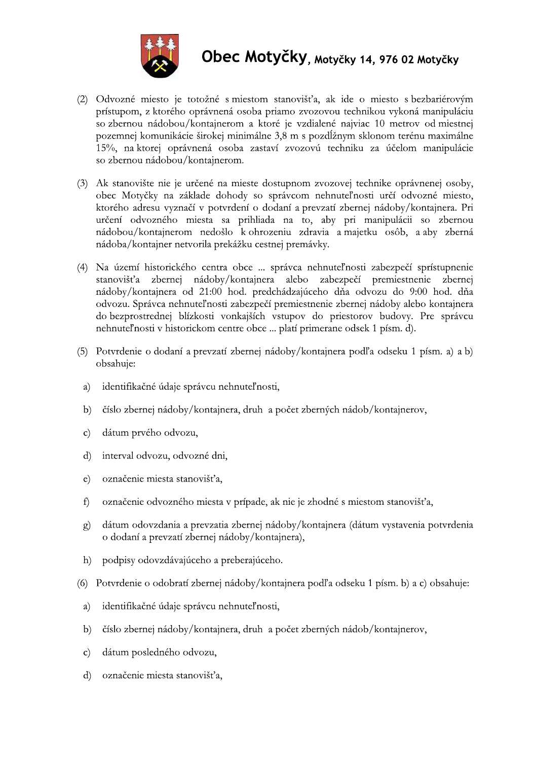(2) Odvozné miesto je totožné s miestom stanovišťa, ak ide o miesto s bezbariérovým prístupom, z ktorého oprávnená osoba priamo zvozovou technikou vykoná manipuláciu so zbernou nádobou/kontajnerom a ktoré je vzdialené najviac 10 metrov od miestnej pozemnej komunikácie širokej minimálne 3,8 m s pozdĺžnym sklonom terénu maximálne 15%, na ktorej oprávnená osoba zastaví zvozovú techniku za účelom manipulácie so zbernou nádobou/kontajnerom.

(3) Ak stanovište nie je určené na mieste dostupnom zvozovej technike oprávnenej osoby, obec Motyčky na základe dohody so správcom nehnuteľnosti určí odvozné miesto, ktorého adresu vyznačí v potvrdení o dodaní a prevzatí zbernej nádoby/kontajnera. Pri určení odvozného miesta sa prihliada na to, aby pri manipulácii so zbernou nádobou/kontajnerom nedošlo k ohrozeniu zdravia a majetku osôb, a aby zberná nádoba/kontajner netvorila prekážku cestnej premávky.

(4) Na území historického centra obce ... správca nehnuteľnosti zabezpečí sprístupnenie stanovišťa zbernej nádoby/kontajnera alebo zabezpečí premiestnenie zbernej nádoby/kontajnera od 21:00 hod. predchádzajúceho dňa odvozu do 9:00 hod. dňa odvozu. Správca nehnuteľnosti zabezpečí premiestnenie zbernej nádoby alebo kontajnera do bezprostrednej blízkosti vonkajších vstupov do priestorov budovy. Pre správcu nehnuteľnosti v historickom centre obce ... platí primerane odsek 1 písm. d).

(5) Potvrdenie o dodaní a prevzatí zbernej nádoby/kontajnera podľa odseku 1 písm. a) a b) obsahuje:

a) identifikačné údaje správcu nehnuteľnosti,

b) číslo zbernej nádoby/kontajnera, druh a počet zberných nádob/kontajnerov,

c) dátum prvého odvozu,

d) interval odvozu, odvozné dni,

e) označenie miesta stanovišťa,

f) označenie odvozného miesta v prípade, ak nie je zhodné s miestom stanovišťa,

g) dátum odovzdania a prevzatia zbernej nádoby/kontajnera (dátum vystavenia potvrdenia o dodaní a prevzatí zbernej nádoby/kontajnera),

h) podpisy odovzdávajúceho a preberajúceho.

(6) Potvrdenie o odobratí zbernej nádoby/kontajnera podľa odseku 1 písm. b) a c) obsahuje:

a) identifikačné údaje správcu nehnuteľnosti,

b) číslo zbernej nádoby/kontajnera, druh a počet zberných nádob/kontajnerov,

c) dátum posledného odvozu,

d) označenie miesta stanovišťa,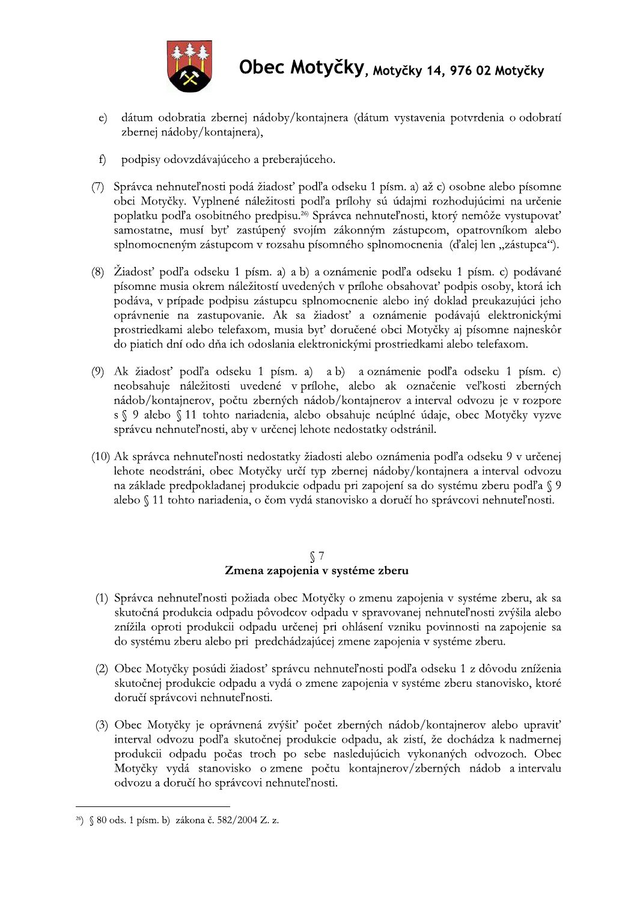e) dátum odobratia zbernej nádoby/kontajnera (dátum vystavenia potvrdenia o odobratí zbernej nádoby/kontajnera),

f) podpisy odovzdávajúceho a preberajúceho.

(7) Správca nehnuteľnosti podá žiadosť podľa odseku 1 písm. a) až c) osobne alebo písomne obci Motyčky. Vyplnené náležitosti podľa prílohy sú údajmi rozhodujúcimi na určenie poplatku podľa osobitného predpisu.[26] Správca nehnuteľnosti, ktorý nemôže vystupovať samostatne, musí byť zastúpený svojím zákonným zástupcom, opatrovníkom alebo splnomocneným zástupcom v rozsahu písomného splnomocnenia (ďalej len „zástupca").

(8) Žiadosť podľa odseku 1 písm. a) a b) a oznámenie podľa odseku 1 písm. c) podávané písomne musia okrem náležitostí uvedených v prílohe obsahovať podpis osoby, ktorá ich podáva, v prípade podpisu zástupcu splnomocnenie alebo iný doklad preukazujúci jeho oprávnenie na zastupovanie. Ak sa žiadosť a oznámenie podávajú elektronickými prostriedkami alebo telefaxom, musia byť doručené obci Motyčky aj písomne najneskôr do piatich dní odo dňa ich odoslania elektronickými prostriedkami alebo telefaxom.

(9) Ak žiadosť podľa odseku 1 písm. a) a b) a oznámenie podľa odseku 1 písm. c) neobsahuje náležitosti uvedené v prílohe, alebo ak označenie veľkosti zberných nádob/kontajnerov, počtu zberných nádob/kontajnerov a interval odvozu je v rozpore s § 9 alebo § 11 tohto nariadenia, alebo obsahuje neúplné údaje, obec Motyčky vyzve správcu nehnuteľnosti, aby v určenej lehote nedostatky odstránil.

(10) Ak správca nehnuteľnosti nedostatky žiadosti alebo oznámenia podľa odseku 9 v určenej lehote neodstráni, obec Motyčky určí typ zbernej nádoby/kontajnera a interval odvozu na základe predpokladanej produkcie odpadu pri zapojení sa do systému zberu podľa § 9 alebo § 11 tohto nariadenia, o čom vydá stanovisko a doručí ho správcovi nehnuteľnosti.

## § 7
## Zmena zapojenia v systéme zberu

(1) Správca nehnuteľnosti požiada obec Motyčky o zmenu zapojenia v systéme zberu, ak sa skutočná produkcia odpadu pôvodcov odpadu v spravovanej nehnuteľnosti zvýšila alebo znížila oproti produkcii odpadu určenej pri ohlásení vzniku povinnosti na zapojenie sa do systému zberu alebo pri predchádzajúcej zmene zapojenia v systéme zberu.

(2) Obec Motyčky posúdi žiadosť správcu nehnuteľnosti podľa odseku 1 z dôvodu zníženia skutočnej produkcie odpadu a vydá o zmene zapojenia v systéme zberu stanovisko, ktoré doručí správcovi nehnuteľnosti.

(3) Obec Motyčky je oprávnená zvýšiť počet zberných nádob/kontajnerov alebo upraviť interval odvozu podľa skutočnej produkcie odpadu, ak zistí, že dochádza k nadmernej produkcii odpadu počas troch po sebe nasledujúcich vykonaných odvozoch. Obec Motyčky vydá stanovisko o zmene počtu kontajnerov/zberných nádob a intervalu odvozu a doručí ho správcovi nehnuteľnosti.

---

[26]) § 80 ods. 1 písm. b) zákona č. 582/2004 Z. z.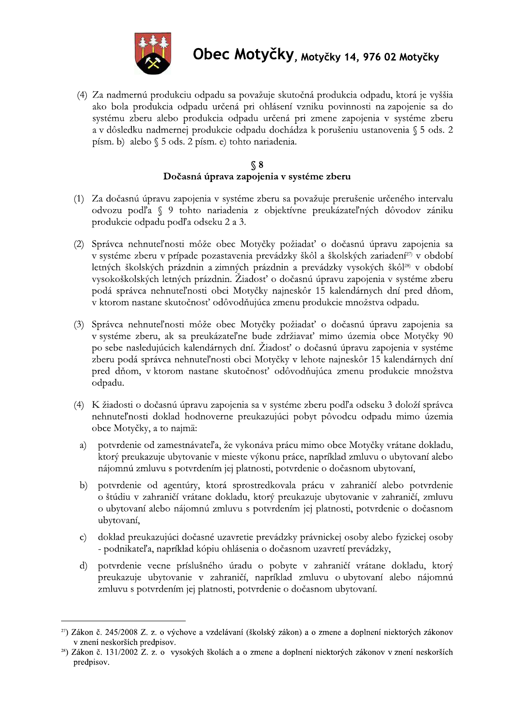(4) Za nadmernú produkciu odpadu sa považuje skutočná produkcia odpadu, ktorá je vyššia ako bola produkcia odpadu určená pri ohlásení vzniku povinnosti na zapojenie sa do systému zberu alebo produkcia odpadu určená pri zmene zapojenia v systéme zberu a v dôsledku nadmernej produkcie odpadu dochádza k porušeniu ustanovenia § 5 ods. 2 písm. b) alebo § 5 ods. 2 písm. e) tohto nariadenia.

## § 8
## Dočasná úprava zapojenia v systéme zberu

(1) Za dočasnú úpravu zapojenia v systéme zberu sa považuje prerušenie určeného intervalu odvozu podľa § 9 tohto nariadenia z objektívne preukázateľných dôvodov zániku produkcie odpadu podľa odseku 2 a 3.

(2) Správca nehnuteľnosti môže obec Motyčky požiadať o dočasnú úpravu zapojenia sa v systéme zberu v prípade pozastavenia prevádzky škôl a školských zariadení[27] v období letných školských prázdnin a zimných prázdnin a prevádzky vysokých škôl[28] v období vysokoškolských letných prázdnin. Žiadosť o dočasnú úpravu zapojenia v systéme zberu podá správca nehnuteľnosti obci Motyčky najneskôr 15 kalendárnych dní pred dňom, v ktorom nastane skutočnosť odôvodňujúca zmenu produkcie množstva odpadu.

(3) Správca nehnuteľnosti môže obec Motyčky požiadať o dočasnú úpravu zapojenia sa v systéme zberu, ak sa preukázateľne bude zdržiavať mimo územia obce Motyčky 90 po sebe nasledujúcich kalendárnych dní. Žiadosť o dočasnú úpravu zapojenia v systéme zberu podá správca nehnuteľnosti obci Motyčky v lehote najneskôr 15 kalendárnych dní pred dňom, v ktorom nastane skutočnosť odôvodňujúca zmenu produkcie množstva odpadu.

(4) K žiadosti o dočasnú úpravu zapojenia sa v systéme zberu podľa odseku 3 doloží správca nehnuteľnosti doklad hodnoverne preukazujúci pobyt pôvodcu odpadu mimo územia obce Motyčky, a to najmä:

a) potvrdenie od zamestnávateľa, že vykonáva prácu mimo obce Motyčky vrátane dokladu, ktorý preukazuje ubytovanie v mieste výkonu práce, napríklad zmluvu o ubytovaní alebo nájomnú zmluvu s potvrdením jej platnosti, potvrdenie o dočasnom ubytovaní,

b) potvrdenie od agentúry, ktorá sprostredkovala prácu v zahraničí alebo potvrdenie o štúdiu v zahraničí vrátane dokladu, ktorý preukazuje ubytovanie v zahraničí, zmluvu o ubytovaní alebo nájomnú zmluvu s potvrdením jej platnosti, potvrdenie o dočasnom ubytovaní,

c) doklad preukazujúci dočasné uzavretie prevádzky právnickej osoby alebo fyzickej osoby - podnikateľa, napríklad kópiu ohlásenia o dočasnom uzavretí prevádzky,

d) potvrdenie vecne príslušného úradu o pobyte v zahraničí vrátane dokladu, ktorý preukazuje ubytovanie v zahraničí, napríklad zmluvu o ubytovaní alebo nájomnú zmluvu s potvrdením jej platnosti, potvrdenie o dočasnom ubytovaní.

---

[27]) Zákon č. 245/2008 Z. z. o výchove a vzdelávaní (školský zákon) a o zmene a doplnení niektorých zákonov v znení neskorších predpisov.

[28]) Zákon č. 131/2002 Z. z. o vysokých školách a o zmene a doplnení niektorých zákonov v znení neskorších predpisov.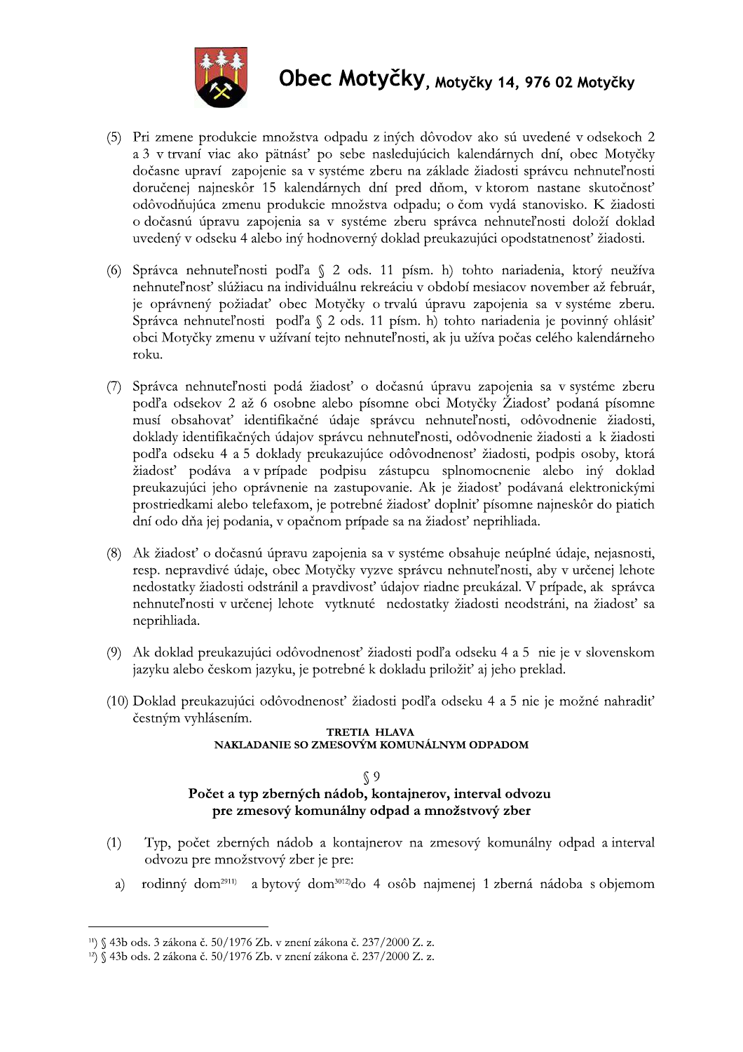(5) Pri zmene produkcie množstva odpadu z iných dôvodov ako sú uvedené v odsekoch 2 a 3 v trvaní viac ako pätnásť po sebe nasledujúcich kalendárnych dní, obec Motyčky dočasne upraví zapojenie sa v systéme zberu na základe žiadosti správcu nehnuteľnosti doručenej najneskôr 15 kalendárnych dní pred dňom, v ktorom nastane skutočnosť odôvodňujúca zmenu produkcie množstva odpadu; o čom vydá stanovisko. K žiadosti o dočasnú úpravu zapojenia sa v systéme zberu správca nehnuteľnosti doloží doklad uvedený v odseku 4 alebo iný hodnoverný doklad preukazujúci opodstatnenosť žiadosti.

(6) Správca nehnuteľnosti podľa § 2 ods. 11 písm. h) tohto nariadenia, ktorý neužíva nehnuteľnosť slúžiacu na individuálnu rekreáciu v období mesiacov november až február, je oprávnený požiadať obec Motyčky o trvalú úpravu zapojenia sa v systéme zberu. Správca nehnuteľnosti podľa § 2 ods. 11 písm. h) tohto nariadenia je povinný ohlásiť obci Motyčky zmenu v užívaní tejto nehnuteľnosti, ak ju užíva počas celého kalendárneho roku.

(7) Správca nehnuteľnosti podá žiadosť o dočasnú úpravu zapojenia sa v systéme zberu podľa odsekov 2 až 6 osobne alebo písomne obci Motyčky Žiadosť podaná písomne musí obsahovať identifikačné údaje správcu nehnuteľnosti, odôvodnenie žiadosti, doklady identifikačných údajov správcu nehnuteľnosti, odôvodnenie žiadosti a k žiadosti podľa odseku 4 a 5 doklady preukazujúce odôvodnenosť žiadosti, podpis osoby, ktorá žiadosť podáva a v prípade podpisu zástupcu splnomocnenie alebo iný doklad preukazujúci jeho oprávnenie na zastupovanie. Ak je žiadosť podávaná elektronickými prostriedkami alebo telefaxom, je potrebné žiadosť doplniť písomne najneskôr do piatich dní odo dňa jej podania, v opačnom prípade sa na žiadosť neprihliada.

(8) Ak žiadosť o dočasnú úpravu zapojenia sa v systéme obsahuje neúplné údaje, nejasnosti, resp. nepravdivé údaje, obec Motyčky vyzve správcu nehnuteľnosti, aby v určenej lehote nedostatky žiadosti odstránil a pravdivosť údajov riadne preukázal. V prípade, ak správca nehnuteľnosti v určenej lehote vytknuté nedostatky žiadosti neodstráni, na žiadosť sa neprihliada.

(9) Ak doklad preukazujúci odôvodnenosť žiadosti podľa odseku 4 a 5 nie je v slovenskom jazyku alebo českom jazyku, je potrebné k dokladu priložiť aj jeho preklad.

(10) Doklad preukazujúci odôvodnenosť žiadosti podľa odseku 4 a 5 nie je možné nahradiť čestným vyhlásením.

## TRETIA HLAVA
## NAKLADANIE SO ZMESOVÝM KOMUNÁLNYM ODPADOM

### § 9
### Počet a typ zberných nádob, kontajnerov, interval odvozu pre zmesový komunálny odpad a množstvový zber

(1) Typ, počet zberných nádob a kontajnerov na zmesový komunálny odpad a interval odvozu pre množstvový zber je pre:

a) rodinný dom[29][11] a bytový dom[30][12] do 4 osôb najmenej 1 zberná nádoba s objemom

---

[11]) § 43b ods. 3 zákona č. 50/1976 Zb. v znení zákona č. 237/2000 Z. z.

[12]) § 43b ods. 2 zákona č. 50/1976 Zb. v znení zákona č. 237/2000 Z. z.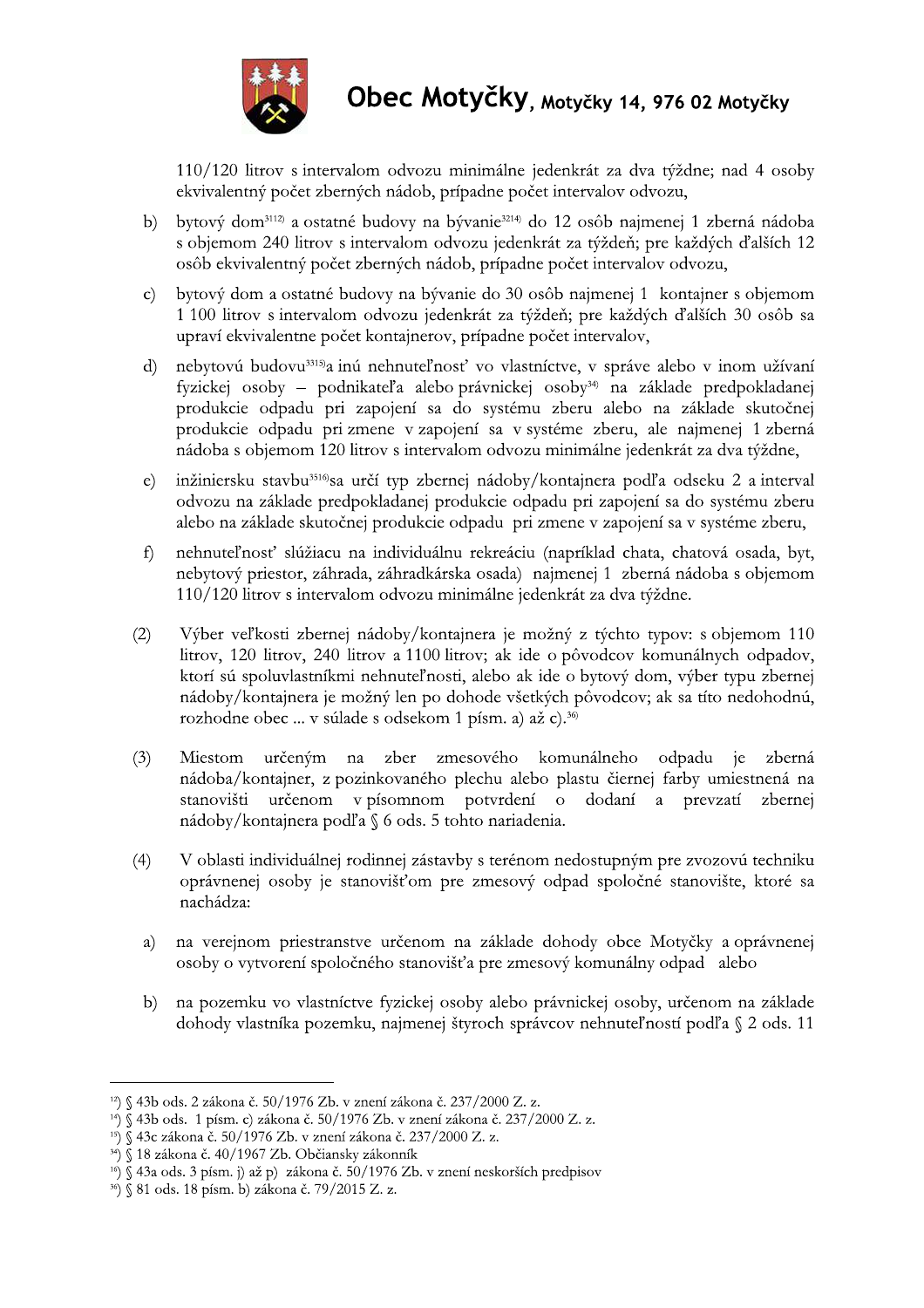110/120 litrov s intervalom odvozu minimálne jedenkrát za dva týždne; nad 4 osoby ekvivalentný počet zberných nádob, prípadne počet intervalov odvozu,

b) bytový dom[3112] a ostatné budovy na bývanie[3214] do 12 osôb najmenej 1 zberná nádoba s objemom 240 litrov s intervalom odvozu jedenkrát za týždeň; pre každých ďalších 12 osôb ekvivalentný počet zberných nádob, prípadne počet intervalov odvozu,

c) bytový dom a ostatné budovy na bývanie do 30 osôb najmenej 1 kontajner s objemom 1 100 litrov s intervalom odvozu jedenkrát za týždeň; pre každých ďalších 30 osôb sa upraví ekvivalentne počet kontajnerov, prípadne počet intervalov,

d) nebytovú budovu[3315]a inú nehnuteľnosť vo vlastníctve, v správe alebo v inom užívaní fyzickej osoby – podnikateľa alebo právnickej osoby[34] na základe predpokladanej produkcie odpadu pri zapojení sa do systému zberu alebo na základe skutočnej produkcie odpadu pri zmene v zapojení sa v systéme zberu, ale najmenej 1 zberná nádoba s objemom 120 litrov s intervalom odvozu minimálne jedenkrát za dva týždne,

e) inžiniersku stavbu[3516]sa určí typ zbernej nádoby/kontajnera podľa odseku 2 a interval odvozu na základe predpokladanej produkcie odpadu pri zapojení sa do systému zberu alebo na základe skutočnej produkcie odpadu pri zmene v zapojení sa v systéme zberu,

f) nehnuteľnosť slúžiacu na individuálnu rekreáciu (napríklad chata, chatová osada, byt, nebytový priestor, záhrada, záhradkárska osada) najmenej 1 zberná nádoba s objemom 110/120 litrov s intervalom odvozu minimálne jedenkrát za dva týždne.

(2) Výber veľkosti zbernej nádoby/kontajnera je možný z týchto typov: s objemom 110 litrov, 120 litrov, 240 litrov a 1100 litrov; ak ide o pôvodcov komunálnych odpadov, ktorí sú spoluvlastníkmi nehnuteľnosti, alebo ak ide o bytový dom, výber typu zbernej nádoby/kontajnera je možný len po dohode všetkých pôvodcov; ak sa títo nedohodnú, rozhodne obec ... v súlade s odsekom 1 písm. a) až c).[36]

(3) Miestom určeným na zber zmesového komunálneho odpadu je zberná nádoba/kontajner, z pozinkovaného plechu alebo plastu čiernej farby umiestnená na stanovišti určenom v písomnom potvrdení o dodaní a prevzatí zbernej nádoby/kontajnera podľa § 6 ods. 5 tohto nariadenia.

(4) V oblasti individuálnej rodinnej zástavby s terénom nedostupným pre zvozovú techniku oprávnenej osoby je stanovišťom pre zmesový odpad spoločné stanovište, ktoré sa nachádza:

a) na verejnom priestranstve určenom na základe dohody obce Motyčky a oprávnenej osoby o vytvorení spoločného stanovišťa pre zmesový komunálny odpad alebo

b) na pozemku vo vlastníctve fyzickej osoby alebo právnickej osoby, určenom na základe dohody vlastníka pozemku, najmenej štyroch správcov nehnuteľností podľa § 2 ods. 11

---

[12]) § 43b ods. 2 zákona č. 50/1976 Zb. v znení zákona č. 237/2000 Z. z.
[14]) § 43b ods. 1 písm. c) zákona č. 50/1976 Zb. v znení zákona č. 237/2000 Z. z.
[15]) § 43c zákona č. 50/1976 Zb. v znení zákona č. 237/2000 Z. z.
[34]) § 18 zákona č. 40/1967 Zb. Občiansky zákonník
[16]) § 43a ods. 3 písm. j) až p) zákona č. 50/1976 Zb. v znení neskorších predpisov
[36]) § 81 ods. 18 písm. b) zákona č. 79/2015 Z. z.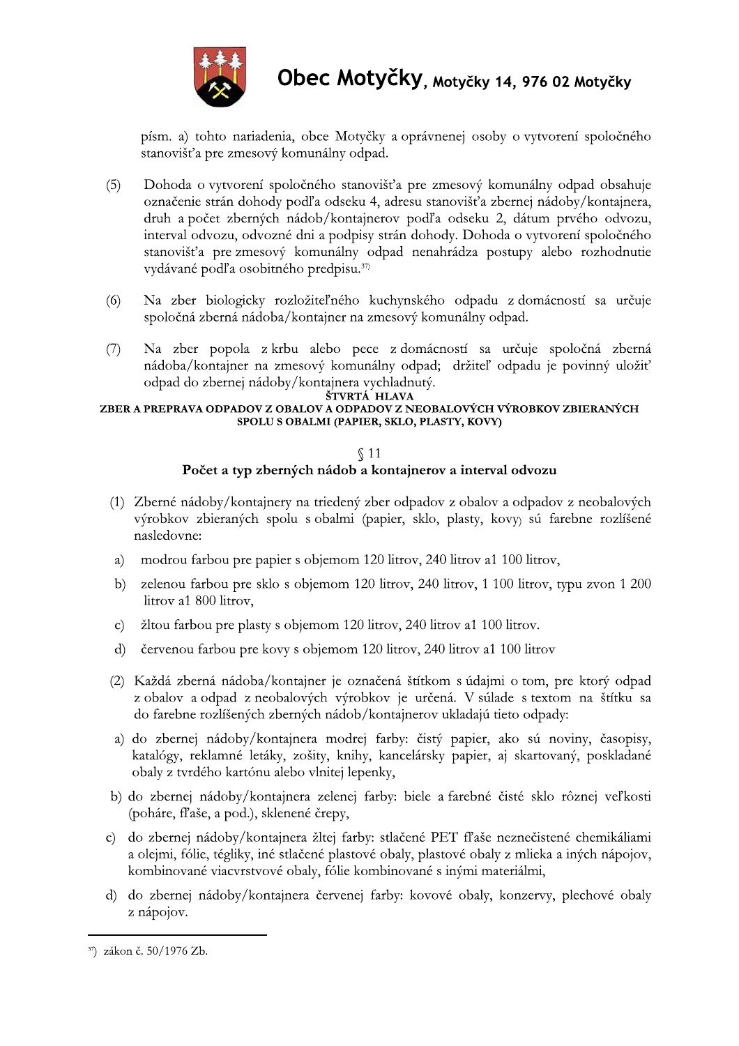písm. a) tohto nariadenia, obce Motyčky a oprávnenej osoby o vytvorení spoločného stanovišťa pre zmesový komunálny odpad.

(5) Dohoda o vytvorení spoločného stanovišťa pre zmesový komunálny odpad obsahuje označenie strán dohody podľa odseku 4, adresu stanovišťa zbernej nádoby/kontajnera, druh a počet zberných nádob/kontajnerov podľa odseku 2, dátum prvého odvozu, interval odvozu, odvozné dni a podpisy strán dohody. Dohoda o vytvorení spoločného stanovišťa pre zmesový komunálny odpad nenahrádza postupy alebo rozhodnutie vydávané podľa osobitného predpisu.[37]

(6) Na zber biologicky rozložiteľného kuchynského odpadu z domácností sa určuje spoločná zberná nádoba/kontajner na zmesový komunálny odpad.

(7) Na zber popola z krbu alebo pece z domácností sa určuje spoločná zberná nádoba/kontajner na zmesový komunálny odpad; držiteľ odpadu je povinný uložiť odpad do zbernej nádoby/kontajnera vychladnutý.

## ŠTVRTÁ HLAVA

## ZBER A PREPRAVA ODPADOV Z OBALOV A ODPADOV Z NEOBALOVÝCH VÝROBKOV ZBIERANÝCH SPOLU S OBALMI (PAPIER, SKLO, PLASTY, KOVY)

### § 11

### Počet a typ zberných nádob a kontajnerov a interval odvozu

(1) Zberné nádoby/kontajnery na triedený zber odpadov z obalov a odpadov z neobalových výrobkov zbieraných spolu s obalmi (papier, sklo, plasty, kovy) sú farebne rozlíšené nasledovne:

a) modrou farbou pre papier s objemom 120 litrov, 240 litrov a1 100 litrov,

b) zelenou farbou pre sklo s objemom 120 litrov, 240 litrov, 1 100 litrov, typu zvon 1 200 litrov a1 800 litrov,

c) žltou farbou pre plasty s objemom 120 litrov, 240 litrov a1 100 litrov.

d) červenou farbou pre kovy s objemom 120 litrov, 240 litrov a1 100 litrov

(2) Každá zberná nádoba/kontajner je označená štítkom s údajmi o tom, pre ktorý odpad z obalov a odpad z neobalových výrobkov je určená. V súlade s textom na štítku sa do farebne rozlíšených zberných nádob/kontajnerov ukladajú tieto odpady:

a) do zbernej nádoby/kontajnera modrej farby: čistý papier, ako sú noviny, časopisy, katalógy, reklamné letáky, zošity, knihy, kancelársky papier, aj skartovaný, poskladané obaly z tvrdého kartónu alebo vlnitej lepenky,

b) do zbernej nádoby/kontajnera zelenej farby: biele a farebné čisté sklo rôznej veľkosti (poháre, fľaše, a pod.), sklenené črepy,

c) do zbernej nádoby/kontajnera žltej farby: stlačené PET fľaše neznečistené chemikáliami a olejmi, fólie, tégliky, iné stlačené plastové obaly, plastové obaly z mlieka a iných nápojov, kombinované viacvrstvové obaly, fólie kombinované s inými materiálmi,

d) do zbernej nádoby/kontajnera červenej farby: kovové obaly, konzervy, plechové obaly z nápojov.

---

[37]) zákon č. 50/1976 Zb.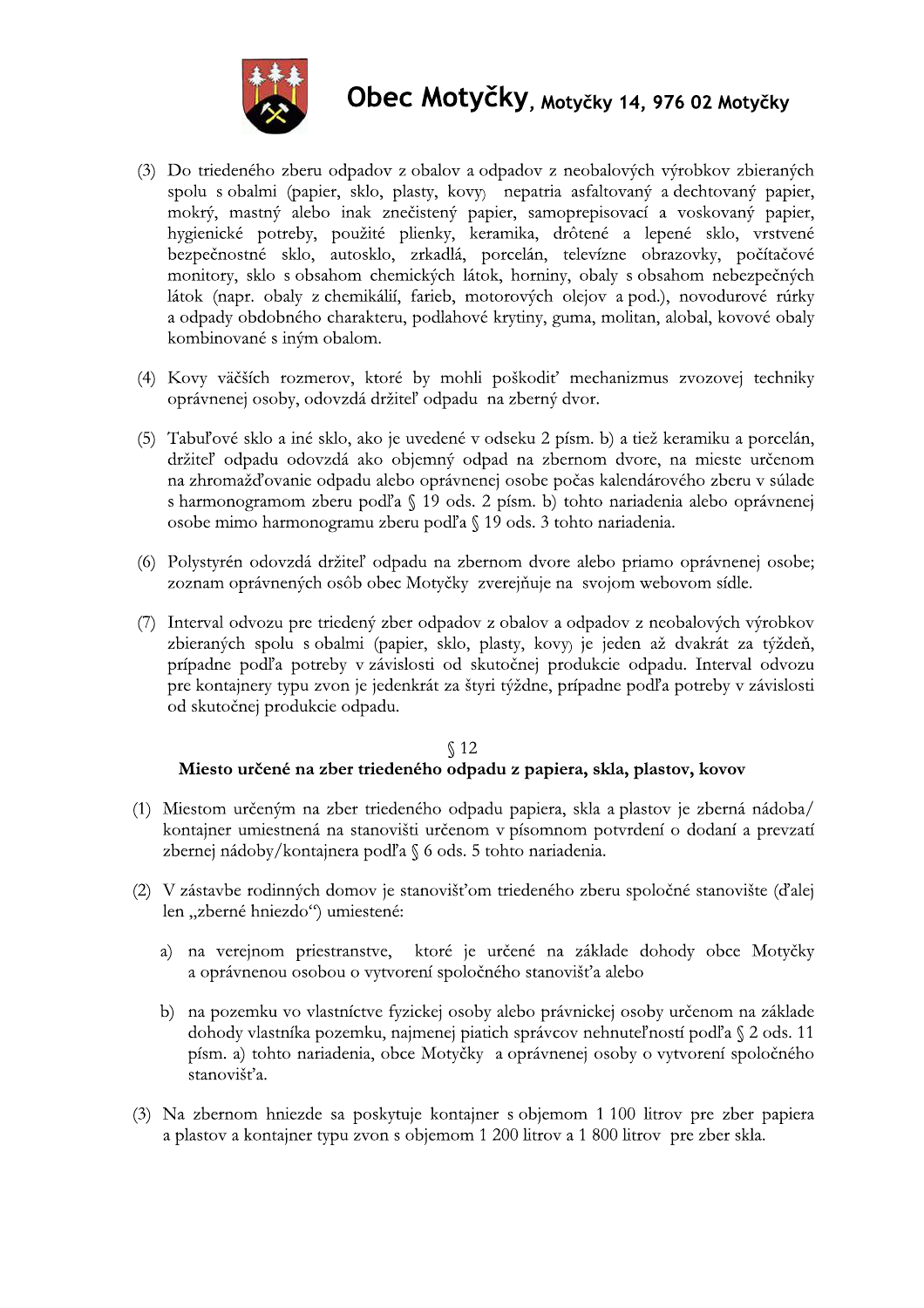(3) Do triedeného zberu odpadov z obalov a odpadov z neobalových výrobkov zbieraných spolu s obalmi (papier, sklo, plasty, kovy) nepatria asfaltovaný a dechtovaný papier, mokrý, mastný alebo inak znečistený papier, samoprepisovací a voskovaný papier, hygienické potreby, použité plienky, keramika, drôtené a lepené sklo, vrstvené bezpečnostné sklo, autosklo, zrkadlá, porcelán, televízne obrazovky, počítačové monitory, sklo s obsahom chemických látok, horniny, obaly s obsahom nebezpečných látok (napr. obaly z chemikálií, farieb, motorových olejov a pod.), novodurové rúrky a odpady obdobného charakteru, podlahové krytiny, guma, molitan, alobal, kovové obaly kombinované s iným obalom.

(4) Kovy väčších rozmerov, ktoré by mohli poškodiť mechanizmus zvozovej techniky oprávnenej osoby, odovzdá držiteľ odpadu na zberný dvor.

(5) Tabuľové sklo a iné sklo, ako je uvedené v odseku 2 písm. b) a tiež keramiku a porcelán, držiteľ odpadu odovzdá ako objemný odpad na zbernom dvore, na mieste určenom na zhromažďovanie odpadu alebo oprávnenej osobe počas kalendárového zberu v súlade s harmonogramom zberu podľa § 19 ods. 2 písm. b) tohto nariadenia alebo oprávnenej osobe mimo harmonogramu zberu podľa § 19 ods. 3 tohto nariadenia.

(6) Polystyrén odovzdá držiteľ odpadu na zbernom dvore alebo priamo oprávnenej osobe; zoznam oprávnených osôb obec Motyčky zverejňuje na svojom webovom sídle.

(7) Interval odvozu pre triedený zber odpadov z obalov a odpadov z neobalových výrobkov zbieraných spolu s obalmi (papier, sklo, plasty, kovy) je jeden až dvakrát za týždeň, prípadne podľa potreby v závislosti od skutočnej produkcie odpadu. Interval odvozu pre kontajnery typu zvon je jedenkrát za štyri týždne, prípadne podľa potreby v závislosti od skutočnej produkcie odpadu.

## § 12
## Miesto určené na zber triedeného odpadu z papiera, skla, plastov, kovov

(1) Miestom určeným na zber triedeného odpadu papiera, skla a plastov je zberná nádoba/kontajner umiestnená na stanovišti určenom v písomnom potvrdení o dodaní a prevzatí zbernej nádoby/kontajnera podľa § 6 ods. 5 tohto nariadenia.

(2) V zástavbe rodinných domov je stanovišťom triedeného zberu spoločné stanovište (ďalej len „zberné hniezdo") umiestené:

   a) na verejnom priestranstve, ktoré je určené na základe dohody obce Motyčky a oprávnenou osobou o vytvorení spoločného stanovišťa alebo

   b) na pozemku vo vlastníctve fyzickej osoby alebo právnickej osoby určenom na základe dohody vlastníka pozemku, najmenej piatich správcov nehnuteľností podľa § 2 ods. 11 písm. a) tohto nariadenia, obce Motyčky a oprávnenej osoby o vytvorení spoločného stanovišťa.

(3) Na zbernom hniezde sa poskytuje kontajner s objemom 1 100 litrov pre zber papiera a plastov a kontajner typu zvon s objemom 1 200 litrov a 1 800 litrov pre zber skla.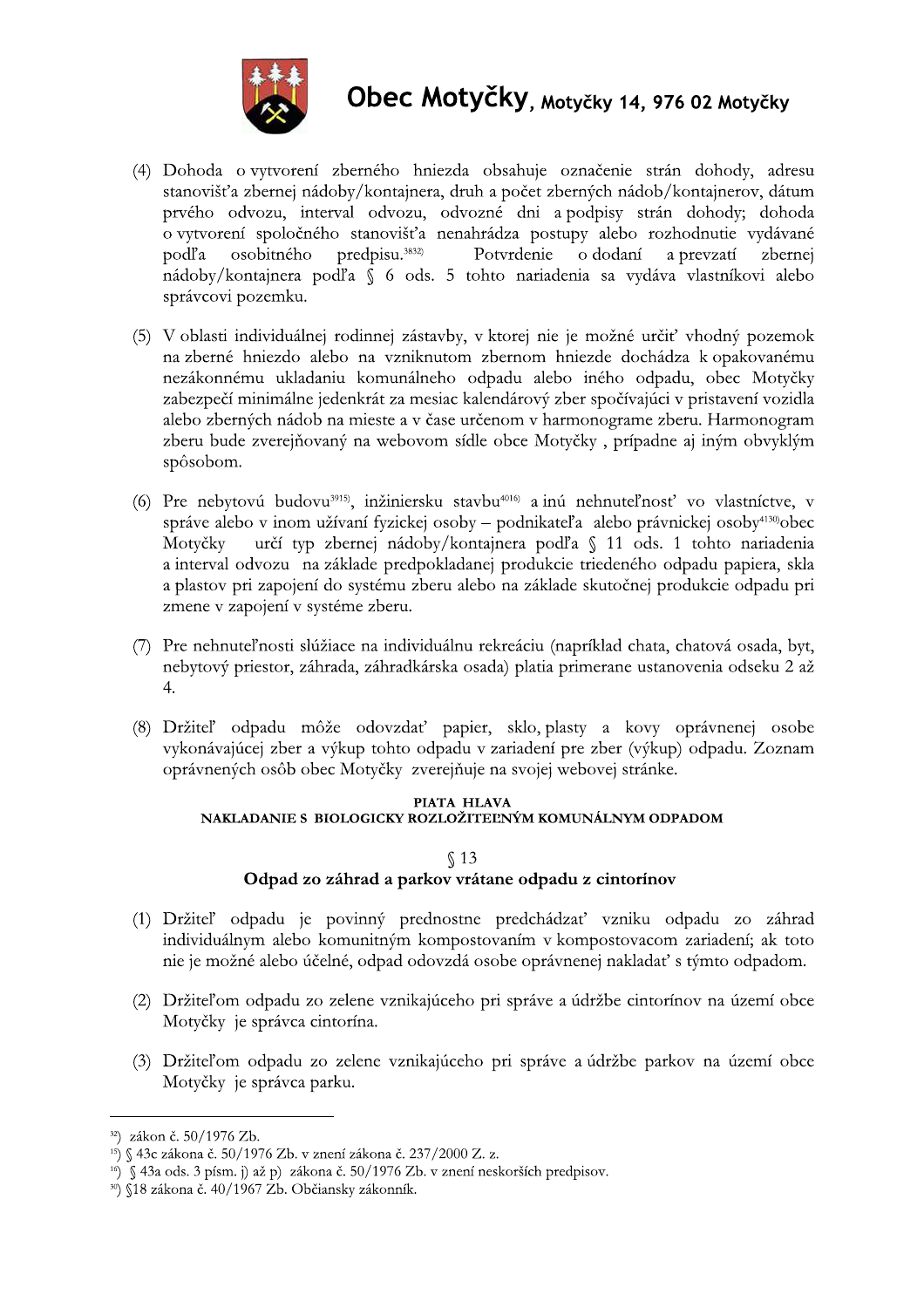(4) Dohoda o vytvorení zberného hniezda obsahuje označenie strán dohody, adresu stanovišťa zbernej nádoby/kontajnera, druh a počet zberných nádob/kontajnerov, dátum prvého odvozu, interval odvozu, odvozné dni a podpisy strán dohody; dohoda o vytvorení spoločného stanovišťa nenahrádza postupy alebo rozhodnutie vydávané podľa osobitného predpisu.[3832] Potvrdenie o dodaní a prevzatí zbernej nádoby/kontajnera podľa § 6 ods. 5 tohto nariadenia sa vydáva vlastníkovi alebo správcovi pozemku.

(5) V oblasti individuálnej rodinnej zástavby, v ktorej nie je možné určiť vhodný pozemok na zberné hniezdo alebo na vzniknutom zbernom hniezde dochádza k opakovanému nezákonnému ukladaniu komunálneho odpadu alebo iného odpadu, obec Motyčky zabezpečí minimálne jedenkrát za mesiac kalendárový zber spočívajúci v pristavení vozidla alebo zberných nádob na mieste a v čase určenom v harmonograme zberu. Harmonogram zberu bude zverejňovaný na webovom sídle obce Motyčky , prípadne aj iným obvyklým spôsobom.

(6) Pre nebytovú budovu[3915], inžiniersku stavbu[4016] a inú nehnuteľnosť vo vlastníctve, v správe alebo v inom užívaní fyzickej osoby – podnikateľa alebo právnickej osoby[4130]obec Motyčky určí typ zbernej nádoby/kontajnera podľa § 11 ods. 1 tohto nariadenia a interval odvozu na základe predpokladanej produkcie triedeného odpadu papiera, skla a plastov pri zapojení do systému zberu alebo na základe skutočnej produkcie odpadu pri zmene v zapojení v systéme zberu.

(7) Pre nehnuteľnosti slúžiace na individuálnu rekreáciu (napríklad chata, chatová osada, byt, nebytový priestor, záhrada, záhradkárska osada) platia primerane ustanovenia odseku 2 až 4.

(8) Držiteľ odpadu môže odovzdať papier, sklo, plasty a kovy oprávnenej osobe vykonávajúcej zber a výkup tohto odpadu v zariadení pre zber (výkup) odpadu. Zoznam oprávnených osôb obec Motyčky zverejňuje na svojej webovej stránke.

## PIATA HLAVA
## NAKLADANIE S BIOLOGICKY ROZLOŽITEĽNÝM KOMUNÁLNYM ODPADOM

### § 13
### Odpad zo záhrad a parkov vrátane odpadu z cintorínov

(1) Držiteľ odpadu je povinný prednostne predchádzať vzniku odpadu zo záhrad individuálnym alebo komunitným kompostovaním v kompostovacom zariadení; ak toto nie je možné alebo účelné, odpad odovzdá osobe oprávnenej nakladať s týmto odpadom.

(2) Držiteľom odpadu zo zelene vznikajúceho pri správe a údržbe cintorínov na území obce Motyčky je správca cintorína.

(3) Držiteľom odpadu zo zelene vznikajúceho pri správe a údržbe parkov na území obce Motyčky je správca parku.

---

[32]) zákon č. 50/1976 Zb.
[15]) § 43c zákona č. 50/1976 Zb. v znení zákona č. 237/2000 Z. z.
[16]) § 43a ods. 3 písm. j) až p) zákona č. 50/1976 Zb. v znení neskorších predpisov.
[30]) §18 zákona č. 40/1967 Zb. Občiansky zákonník.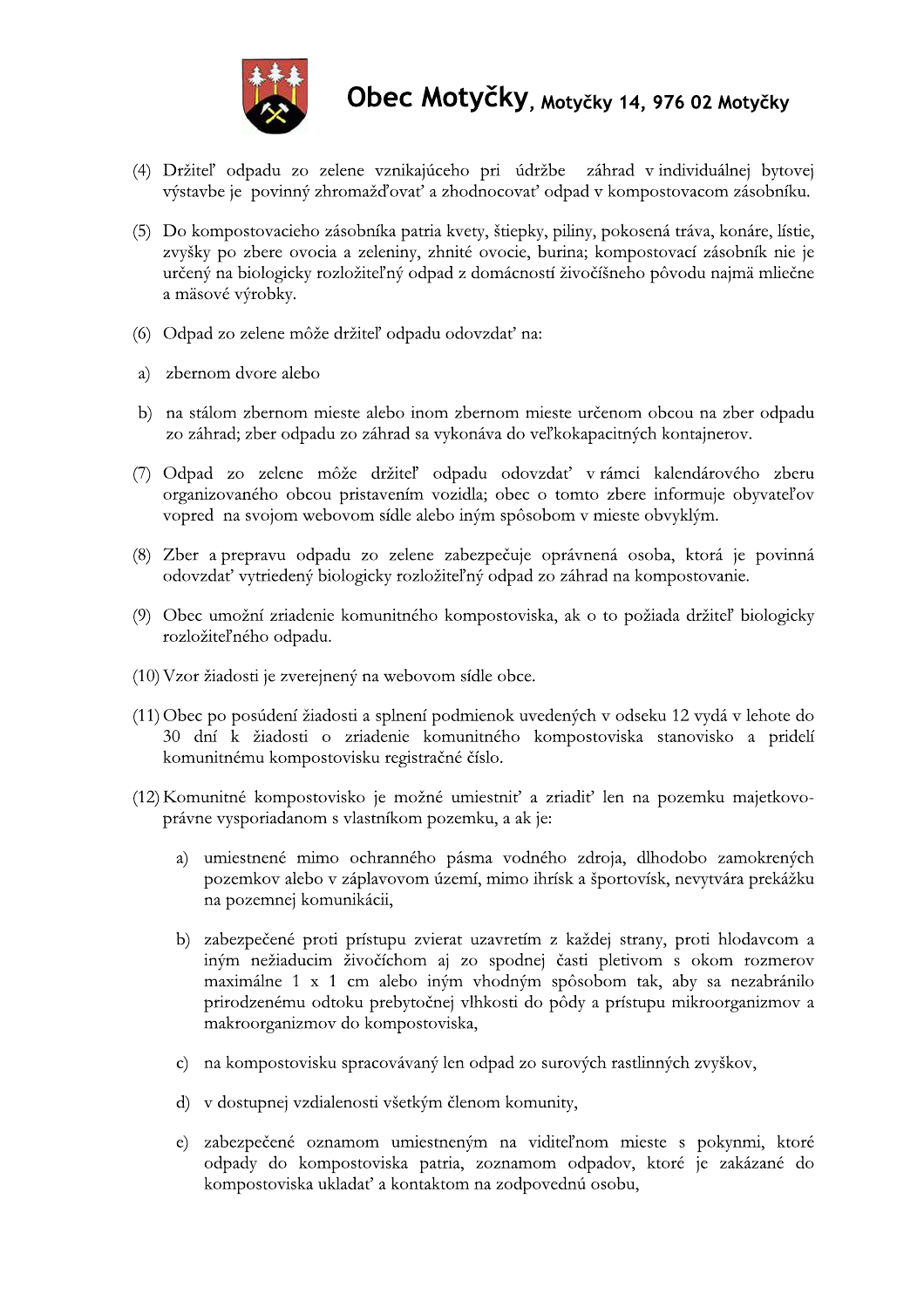(4) Držiteľ odpadu zo zelene vznikajúceho pri údržbe záhrad v individuálnej bytovej výstavbe je povinný zhromažďovať a zhodnocovať odpad v kompostovacom zásobníku.

(5) Do kompostovacieho zásobníka patria kvety, štiepky, piliny, pokosená tráva, konáre, lístie, zvyšky po zbere ovocia a zeleniny, zhnité ovocie, burina; kompostovací zásobník nie je určený na biologicky rozložiteľný odpad z domácností živočíšneho pôvodu najmä mliečne a mäsové výrobky.

(6) Odpad zo zelene môže držiteľ odpadu odovzdať na:

a) zbernom dvore alebo

b) na stálom zbernom mieste alebo inom zbernom mieste určenom obcou na zber odpadu zo záhrad; zber odpadu zo záhrad sa vykonáva do veľkokapacitných kontajnerov.

(7) Odpad zo zelene môže držiteľ odpadu odovzdať v rámci kalendárového zberu organizovaného obcou pristavením vozidla; obec o tomto zbere informuje obyvateľov vopred na svojom webovom sídle alebo iným spôsobom v mieste obvyklým.

(8) Zber a prepravu odpadu zo zelene zabezpečuje oprávnená osoba, ktorá je povinná odovzdať vytriedený biologicky rozložiteľný odpad zo záhrad na kompostovanie.

(9) Obec umožní zriadenie komunitného kompostoviska, ak o to požiada držiteľ biologicky rozložiteľného odpadu.

(10) Vzor žiadosti je zverejnený na webovom sídle obce.

(11) Obec po posúdení žiadosti a splnení podmienok uvedených v odseku 12 vydá v lehote do 30 dní k žiadosti o zriadenie komunitného kompostoviska stanovisko a pridelí komunitnému kompostovisku registračné číslo.

(12) Komunitné kompostovisko je možné umiestniť a zriadiť len na pozemku majetkovo-právne vysporiadanom s vlastníkom pozemku, a ak je:

   a) umiestnené mimo ochranného pásma vodného zdroja, dlhodobo zamokrených pozemkov alebo v záplavovom území, mimo ihrísk a športovísk, nevytvára prekážku na pozemnej komunikácii,

   b) zabezpečené proti prístupu zvierat uzavretím z každej strany, proti hlodavcom a iným nežiaducim živočíchom aj zo spodnej časti pletivom s okom rozmerov maximálne 1 x 1 cm alebo iným vhodným spôsobom tak, aby sa nezabránilo prirodzenému odtoku prebytočnej vlhkosti do pôdy a prístupu mikroorganizmov a makroorganizmov do kompostoviska,

   c) na kompostovisku spracovávaný len odpad zo surových rastlinných zvyškov,

   d) v dostupnej vzdialenosti všetkým členom komunity,

   e) zabezpečené oznamom umiestneným na viditeľnom mieste s pokynmi, ktoré odpady do kompostoviska patria, zoznamom odpadov, ktoré je zakázané do kompostoviska ukladať a kontaktom na zodpovednú osobu,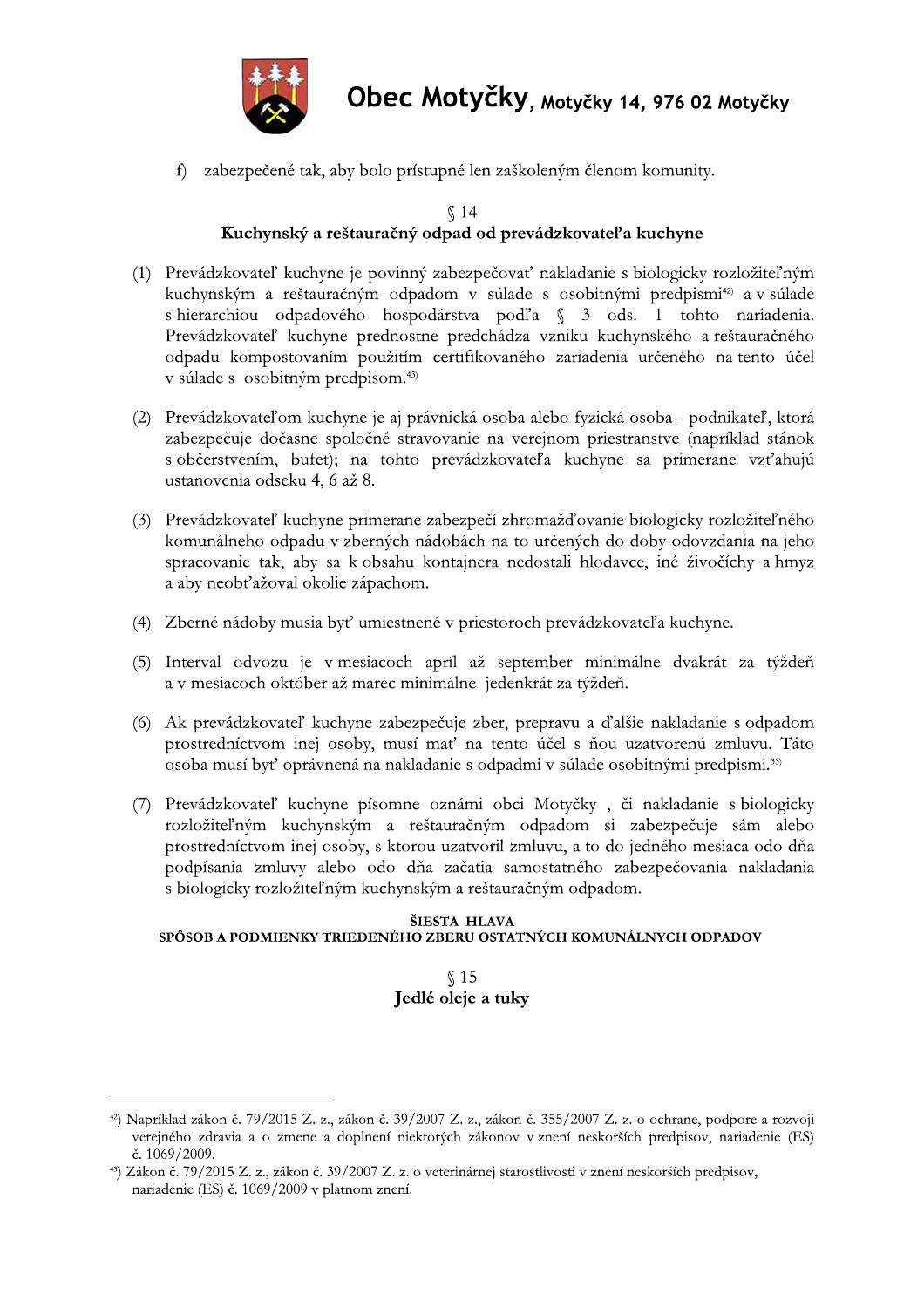f) zabezpečené tak, aby bolo prístupné len zaškoleným členom komunity.

### § 14
### Kuchynský a reštauračný odpad od prevádzkovateľa kuchyne

(1) Prevádzkovateľ kuchyne je povinný zabezpečovať nakladanie s biologicky rozložiteľným kuchynským a reštauračným odpadom v súlade s osobitnými predpismi[42] a v súlade s hierarchiou odpadového hospodárstva podľa § 3 ods. 1 tohto nariadenia. Prevádzkovateľ kuchyne prednostne predchádza vzniku kuchynského a reštauračného odpadu kompostovaním použitím certifikovaného zariadenia určeného na tento účel v súlade s osobitným predpisom.[43]

(2) Prevádzkovateľom kuchyne je aj právnická osoba alebo fyzická osoba - podnikateľ, ktorá zabezpečuje dočasne spoločné stravovanie na verejnom priestranstve (napríklad stánok s občerstvením, bufet); na tohto prevádzkovateľa kuchyne sa primerane vzťahujú ustanovenia odseku 4, 6 až 8.

(3) Prevádzkovateľ kuchyne primerane zabezpečí zhromažďovanie biologicky rozložiteľného komunálneho odpadu v zberných nádobách na to určených do doby odovzdania na jeho spracovanie tak, aby sa k obsahu kontajnera nedostali hlodavce, iné živočíchy a hmyz a aby neobťažoval okolie zápachom.

(4) Zberné nádoby musia byť umiestnené v priestoroch prevádzkovateľa kuchyne.

(5) Interval odvozu je v mesiacoch apríl až september minimálne dvakrát za týždeň a v mesiacoch október až marec minimálne jedenkrát za týždeň.

(6) Ak prevádzkovateľ kuchyne zabezpečuje zber, prepravu a ďalšie nakladanie s odpadom prostredníctvom inej osoby, musí mať na tento účel s ňou uzatvorenú zmluvu. Táto osoba musí byť oprávnená na nakladanie s odpadmi v súlade osobitnými predpismi.[33]

(7) Prevádzkovateľ kuchyne písomne oznámi obci Motyčky , či nakladanie s biologicky rozložiteľným kuchynským a reštauračným odpadom si zabezpečuje sám alebo prostredníctvom inej osoby, s ktorou uzatvoril zmluvu, a to do jedného mesiaca odo dňa podpísania zmluvy alebo odo dňa začatia samostatného zabezpečovania nakladania s biologicky rozložiteľným kuchynským a reštauračným odpadom.

## ŠIESTA HLAVA
## SPÔSOB A PODMIENKY TRIEDENÉHO ZBERU OSTATNÝCH KOMUNÁLNYCH ODPADOV

### § 15
### Jedlé oleje a tuky

---

[42]) Napríklad zákon č. 79/2015 Z. z., zákon č. 39/2007 Z. z., zákon č. 355/2007 Z. z. o ochrane, podpore a rozvoji verejného zdravia a o zmene a doplnení niektorých zákonov v znení neskorších predpisov, nariadenie (ES) č. 1069/2009.

[43]) Zákon č. 79/2015 Z. z., zákon č. 39/2007 Z. z. o veterinárnej starostlivosti v znení neskorších predpisov, nariadenie (ES) č. 1069/2009 v platnom znení.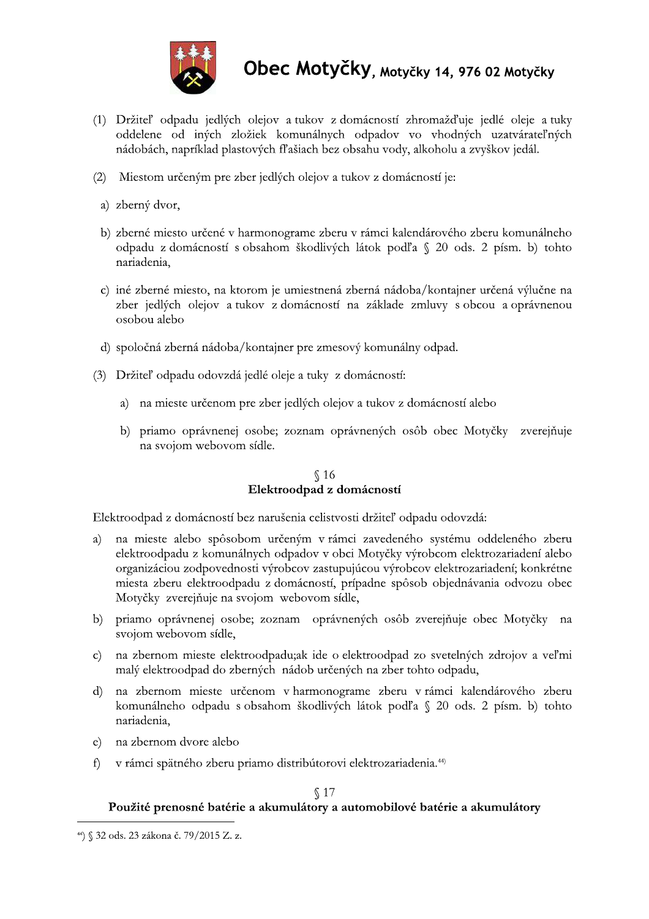(1) Držiteľ odpadu jedlých olejov a tukov z domácností zhromažďuje jedlé oleje a tuky oddelene od iných zložiek komunálnych odpadov vo vhodných uzatvárateľných nádobách, napríklad plastových fľašiach bez obsahu vody, alkoholu a zvyškov jedál.

(2) Miestom určeným pre zber jedlých olejov a tukov z domácností je:

a) zberný dvor,

b) zberné miesto určené v harmonograme zberu v rámci kalendárového zberu komunálneho odpadu z domácností s obsahom škodlivých látok podľa § 20 ods. 2 písm. b) tohto nariadenia,

c) iné zberné miesto, na ktorom je umiestnená zberná nádoba/kontajner určená výlučne na zber jedlých olejov a tukov z domácností na základe zmluvy s obcou a oprávnenou osobou alebo

d) spoločná zberná nádoba/kontajner pre zmesový komunálny odpad.

(3) Držiteľ odpadu odovzdá jedlé oleje a tuky z domácností:

a) na mieste určenom pre zber jedlých olejov a tukov z domácností alebo

b) priamo oprávnenej osobe; zoznam oprávnených osôb obec Motyčky zverejňuje na svojom webovom sídle.

## § 16
## Elektroodpad z domácností

Elektroodpad z domácností bez narušenia celistvosti držiteľ odpadu odovzdá:

a) na mieste alebo spôsobom určeným v rámci zavedeného systému oddeleného zberu elektroodpadu z komunálnych odpadov v obci Motyčky výrobcom elektrozariadení alebo organizáciou zodpovednosti výrobcov zastupujúcou výrobcov elektrozariadení; konkrétne miesta zberu elektroodpadu z domácností, prípadne spôsob objednávania odvozu obec Motyčky zverejňuje na svojom webovom sídle,

b) priamo oprávnenej osobe; zoznam oprávnených osôb zverejňuje obec Motyčky na svojom webovom sídle,

c) na zbernom mieste elektroodpadu;ak ide o elektroodpad zo svetelných zdrojov a veľmi malý elektroodpad do zberných nádob určených na zber tohto odpadu,

d) na zbernom mieste určenom v harmonograme zberu v rámci kalendárového zberu komunálneho odpadu s obsahom škodlivých látok podľa § 20 ods. 2 písm. b) tohto nariadenia,

e) na zbernom dvore alebo

f) v rámci spätného zberu priamo distribútorovi elektrozariadenia.[44)]

## § 17
## Použité prenosné batérie a akumulátory a automobilové batérie a akumulátory

---

[44)] § 32 ods. 23 zákona č. 79/2015 Z. z.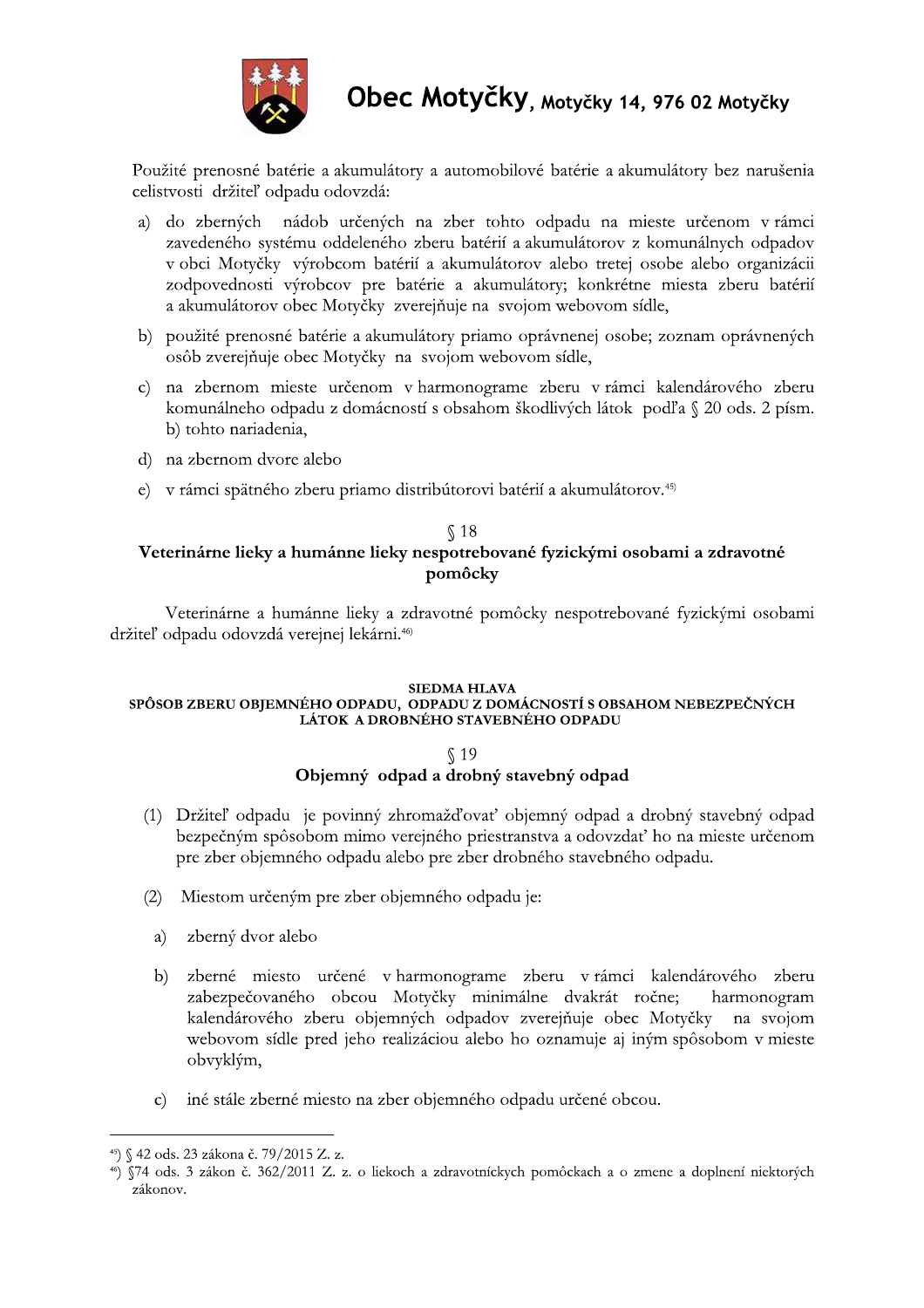Použité prenosné batérie a akumulátory a automobilové batérie a akumulátory bez narušenia celistvosti držiteľ odpadu odovzdá:

a) do zberných nádob určených na zber tohto odpadu na mieste určenom v rámci zavedeného systému oddeleného zberu batérií a akumulátorov z komunálnych odpadov v obci Motyčky výrobcom batérií a akumulátorov alebo tretej osobe alebo organizácii zodpovednosti výrobcov pre batérie a akumulátory; konkrétne miesta zberu batérií a akumulátorov obec Motyčky zverejňuje na svojom webovom sídle,

b) použité prenosné batérie a akumulátory priamo oprávnenej osobe; zoznam oprávnených osôb zverejňuje obec Motyčky na svojom webovom sídle,

c) na zbernom mieste určenom v harmonograme zberu v rámci kalendárového zberu komunálneho odpadu z domácností s obsahom škodlivých látok podľa § 20 ods. 2 písm. b) tohto nariadenia,

d) na zbernom dvore alebo

e) v rámci spätného zberu priamo distribútorovi batérií a akumulátorov.[45]

## § 18
## Veterinárne lieky a humánne lieky nespotrebované fyzickými osobami a zdravotné pomôcky

Veterinárne a humánne lieky a zdravotné pomôcky nespotrebované fyzickými osobami držiteľ odpadu odovzdá verejnej lekárni.[46]

# SIEDMA HLAVA
# SPÔSOB ZBERU OBJEMNÉHO ODPADU, ODPADU Z DOMÁCNOSTÍ S OBSAHOM NEBEZPEČNÝCH LÁTOK A DROBNÉHO STAVEBNÉHO ODPADU

## § 19
## Objemný odpad a drobný stavebný odpad

(1) Držiteľ odpadu je povinný zhromažďovať objemný odpad a drobný stavebný odpad bezpečným spôsobom mimo verejného priestranstva a odovzdať ho na mieste určenom pre zber objemného odpadu alebo pre zber drobného stavebného odpadu.

(2) Miestom určeným pre zber objemného odpadu je:

a) zberný dvor alebo

b) zberné miesto určené v harmonograme zberu v rámci kalendárového zberu zabezpečovaného obcou Motyčky minimálne dvakrát ročne; harmonogram kalendárového zberu objemných odpadov zverejňuje obec Motyčky na svojom webovom sídle pred jeho realizáciou alebo ho oznamuje aj iným spôsobom v mieste obvyklým,

c) iné stále zberné miesto na zber objemného odpadu určené obcou.

---

[45]) § 42 ods. 23 zákona č. 79/2015 Z. z.

[46]) §74 ods. 3 zákon č. 362/2011 Z. z. o liekoch a zdravotníckych pomôckach a o zmene a doplnení niektorých zákonov.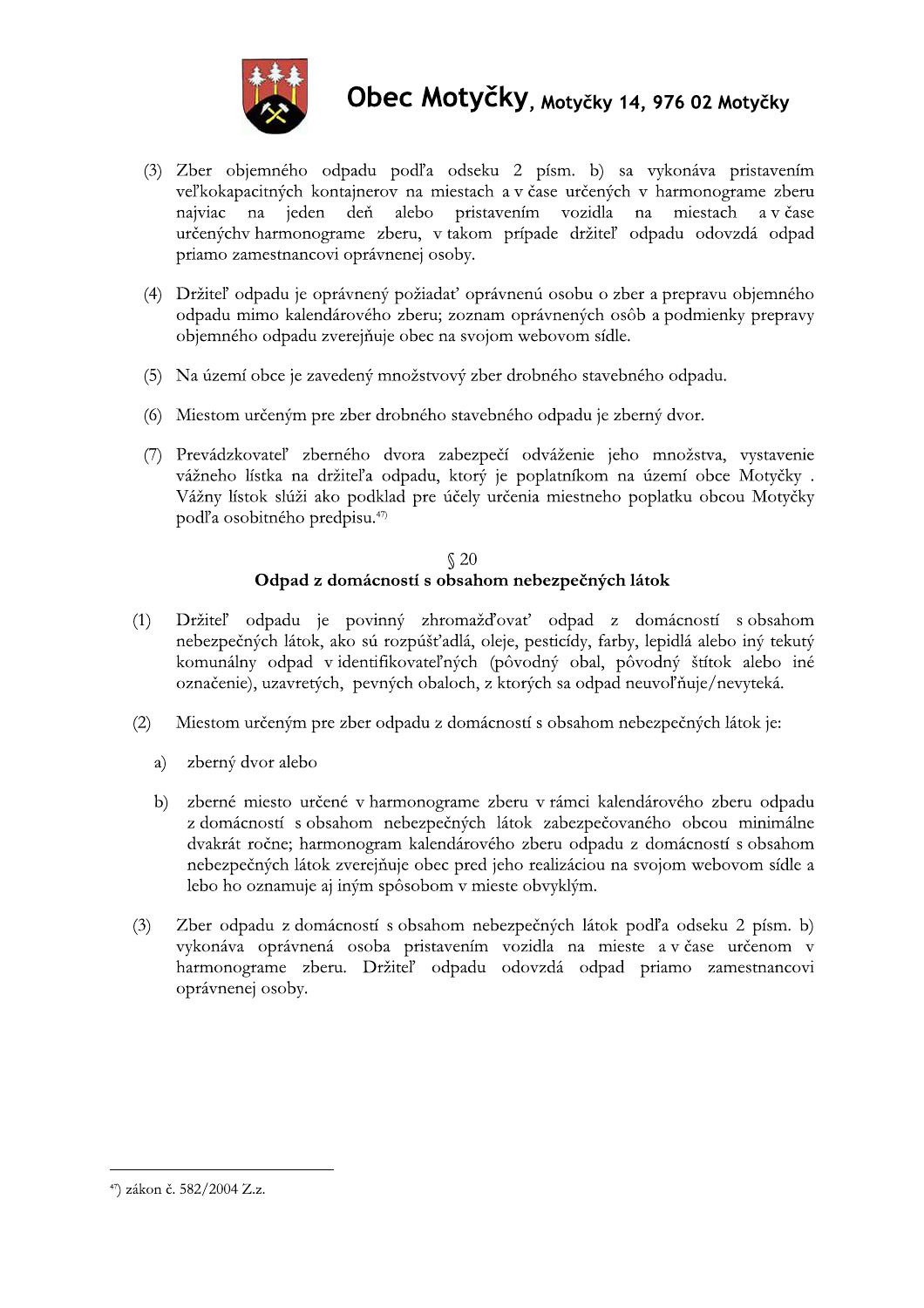(3) Zber objemného odpadu podľa odseku 2 písm. b) sa vykonáva pristavením veľkokapacitných kontajnerov na miestach a v čase určených v harmonograme zberu najviac na jeden deň alebo pristavením vozidla na miestach a v čase určenýchv harmonograme zberu, v takom prípade držiteľ odpadu odovzdá odpad priamo zamestnancovi oprávnenej osoby.

(4) Držiteľ odpadu je oprávnený požiadať oprávnenú osobu o zber a prepravu objemného odpadu mimo kalendárového zberu; zoznam oprávnených osôb a podmienky prepravy objemného odpadu zverejňuje obec na svojom webovom sídle.

(5) Na území obce je zavedený množstvový zber drobného stavebného odpadu.

(6) Miestom určeným pre zber drobného stavebného odpadu je zberný dvor.

(7) Prevádzkovateľ zberného dvora zabezpečí odváženie jeho množstva, vystavenie vážneho lístka na držiteľa odpadu, ktorý je poplatníkom na území obce Motyčky . Vážny lístok slúži ako podklad pre účely určenia miestneho poplatku obcou Motyčky podľa osobitného predpisu.[47]

## § 20
## Odpad z domácností s obsahom nebezpečných látok

(1) Držiteľ odpadu je povinný zhromažďovať odpad z domácností s obsahom nebezpečných látok, ako sú rozpúšťadlá, oleje, pesticídy, farby, lepidlá alebo iný tekutý komunálny odpad v identifikovateľných (pôvodný obal, pôvodný štítok alebo iné označenie), uzavretých, pevných obaloch, z ktorých sa odpad neuvoľňuje/nevyteká.

(2) Miestom určeným pre zber odpadu z domácností s obsahom nebezpečných látok je:

a) zberný dvor alebo

b) zberné miesto určené v harmonograme zberu v rámci kalendárového zberu odpadu z domácností s obsahom nebezpečných látok zabezpečovaného obcou minimálne dvakrát ročne; harmonogram kalendárového zberu odpadu z domácností s obsahom nebezpečných látok zverejňuje obec pred jeho realizáciou na svojom webovom sídle a lebo ho oznamuje aj iným spôsobom v mieste obvyklým.

(3) Zber odpadu z domácností s obsahom nebezpečných látok podľa odseku 2 písm. b) vykonáva oprávnená osoba pristavením vozidla na mieste a v čase určenom v harmonograme zberu. Držiteľ odpadu odovzdá odpad priamo zamestnancovi oprávnenej osoby.

---

[47]) zákon č. 582/2004 Z.z.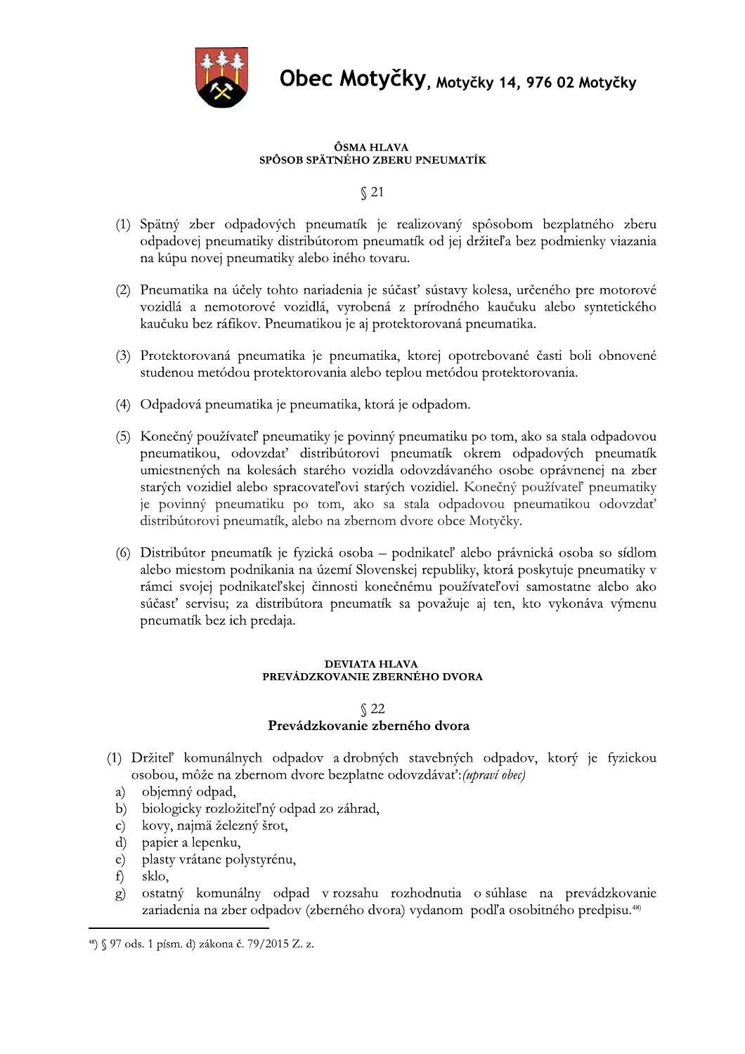**ÔSMA HLAVA**
**SPÔSOB SPÄTNÉHO ZBERU PNEUMATÍK**

§ 21

(1) Spätný zber odpadových pneumatík je realizovaný spôsobom bezplatného zberu odpadovej pneumatiky distribútorom pneumatík od jej držiteľa bez podmienky viazania na kúpu novej pneumatiky alebo iného tovaru.

(2) Pneumatika na účely tohto nariadenia je súčasť sústavy kolesa, určeného pre motorové vozidlá a nemotorové vozidlá, vyrobená z prírodného kaučuku alebo syntetického kaučuku bez ráfikov. Pneumatikou je aj protektorovaná pneumatika.

(3) Protektorovaná pneumatika je pneumatika, ktorej opotrebované časti boli obnovené studenou metódou protektorovania alebo teplou metódou protektorovania.

(4) Odpadová pneumatika je pneumatika, ktorá je odpadom.

(5) Konečný používateľ pneumatiky je povinný pneumatiku po tom, ako sa stala odpadovou pneumatikou, odovzdať distribútorovi pneumatík okrem odpadových pneumatík umiestnených na kolesách starého vozidla odovzdávaného osobe oprávnenej na zber starých vozidiel alebo spracovateľovi starých vozidiel. Konečný používateľ pneumatiky je povinný pneumatiku po tom, ako sa stala odpadovou pneumatikou odovzdať distribútorovi pneumatík, alebo na zbernom dvore obce Motyčky.

(6) Distribútor pneumatík je fyzická osoba – podnikateľ alebo právnická osoba so sídlom alebo miestom podnikania na území Slovenskej republiky, ktorá poskytuje pneumatiky v rámci svojej podnikateľskej činnosti konečnému používateľovi samostatne alebo ako súčasť servisu; za distribútora pneumatík sa považuje aj ten, kto vykonáva výmenu pneumatík bez ich predaja.

**DEVIATA HLAVA**
**PREVÁDZKOVANIE ZBERNÉHO DVORA**

§ 22
**Prevádzkovanie zberného dvora**

(1) Držiteľ komunálnych odpadov a drobných stavebných odpadov, ktorý je fyzickou osobou, môže na zbernom dvore bezplatne odovzdávať:*(upraví obec)*
  a) objemný odpad,
  b) biologicky rozložiteľný odpad zo záhrad,
  c) kovy, najmä železný šrot,
  d) papier a lepenku,
  e) plasty vrátane polystyrénu,
  f) sklo,
  g) ostatný komunálny odpad v rozsahu rozhodnutia o súhlase na prevádzkovanie zariadenia na zber odpadov (zberného dvora) vydanom podľa osobitného predpisu.[48)]

---

[48)] § 97 ods. 1 písm. d) zákona č. 79/2015 Z. z.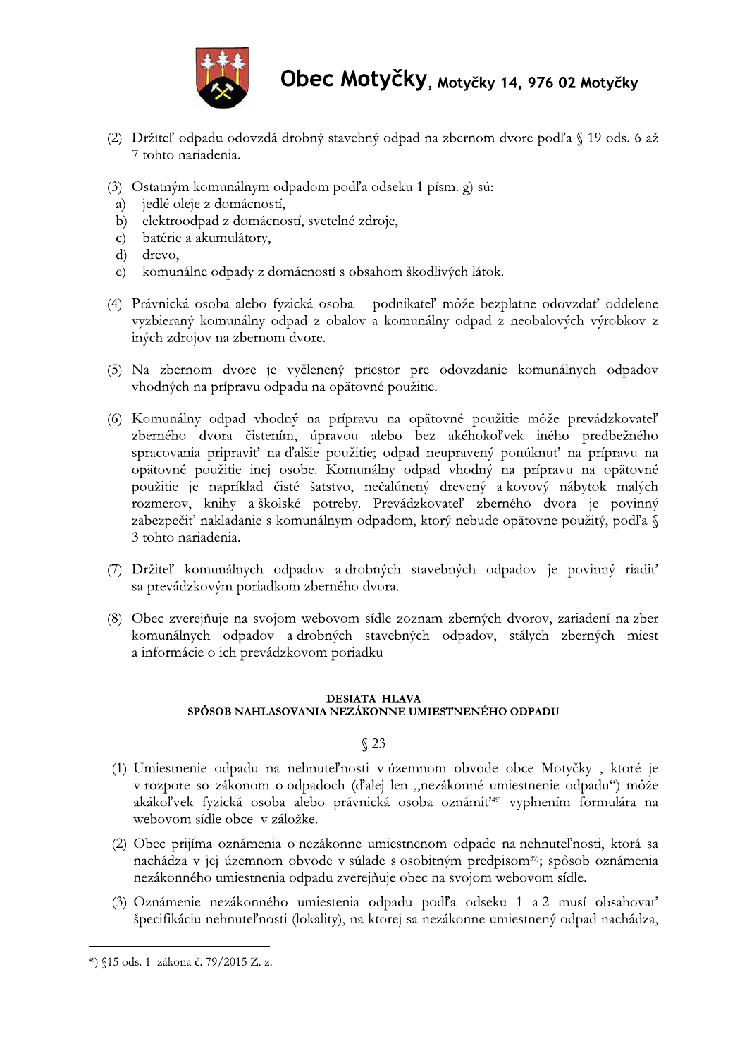(2) Držiteľ odpadu odovzdá drobný stavebný odpad na zbernom dvore podľa § 19 ods. 6 až 7 tohto nariadenia.

(3) Ostatným komunálnym odpadom podľa odseku 1 písm. g) sú:

a) jedlé oleje z domácností,
b) elektroodpad z domácností, svetelné zdroje,
c) batérie a akumulátory,
d) drevo,
e) komunálne odpady z domácností s obsahom škodlivých látok.

(4) Právnická osoba alebo fyzická osoba – podnikateľ môže bezplatne odovzdať oddelene vyzbieraný komunálny odpad z obalov a komunálny odpad z neobalových výrobkov z iných zdrojov na zbernom dvore.

(5) Na zbernom dvore je vyčlenený priestor pre odovzdanie komunálnych odpadov vhodných na prípravu odpadu na opätovné použitie.

(6) Komunálny odpad vhodný na prípravu na opätovné použitie môže prevádzkovateľ zberného dvora čistením, úpravou alebo bez akéhokoľvek iného predbežného spracovania pripraviť na ďalšie použitie; odpad neupravený ponúknuť na prípravu na opätovné použitie inej osobe. Komunálny odpad vhodný na prípravu na opätovné použitie je napríklad čisté šatstvo, nečalúnený drevený a kovový nábytok malých rozmerov, knihy a školské potreby. Prevádzkovateľ zberného dvora je povinný zabezpečiť nakladanie s komunálnym odpadom, ktorý nebude opätovne použitý, podľa § 3 tohto nariadenia.

(7) Držiteľ komunálnych odpadov a drobných stavebných odpadov je povinný riadiť sa prevádzkovým poriadkom zberného dvora.

(8) Obec zverejňuje na svojom webovom sídle zoznam zberných dvorov, zariadení na zber komunálnych odpadov a drobných stavebných odpadov, stálych zberných miest a informácie o ich prevádzkovom poriadku

## DESIATA HLAVA
## SPÔSOB NAHLASOVANIA NEZÁKONNE UMIESTNENÉHO ODPADU

### § 23

(1) Umiestnenie odpadu na nehnuteľnosti v územnom obvode obce Motyčky , ktoré je v rozpore so zákonom o odpadoch (ďalej len „nezákonné umiestnenie odpadu") môže akákoľvek fyzická osoba alebo právnická osoba oznámiť[49] vyplnením formulára na webovom sídle obce v záložke.

(2) Obec prijíma oznámenia o nezákonne umiestnenom odpade na nehnuteľnosti, ktorá sa nachádza v jej územnom obvode v súlade s osobitným predpisom[39]; spôsob oznámenia nezákonného umiestnenia odpadu zverejňuje obec na svojom webovom sídle.

(3) Oznámenie nezákonného umiestenia odpadu podľa odseku 1 a 2 musí obsahovať špecifikáciu nehnuteľnosti (lokality), na ktorej sa nezákonne umiestnený odpad nachádza,

---

[49]) §15 ods. 1 zákona č. 79/2015 Z. z.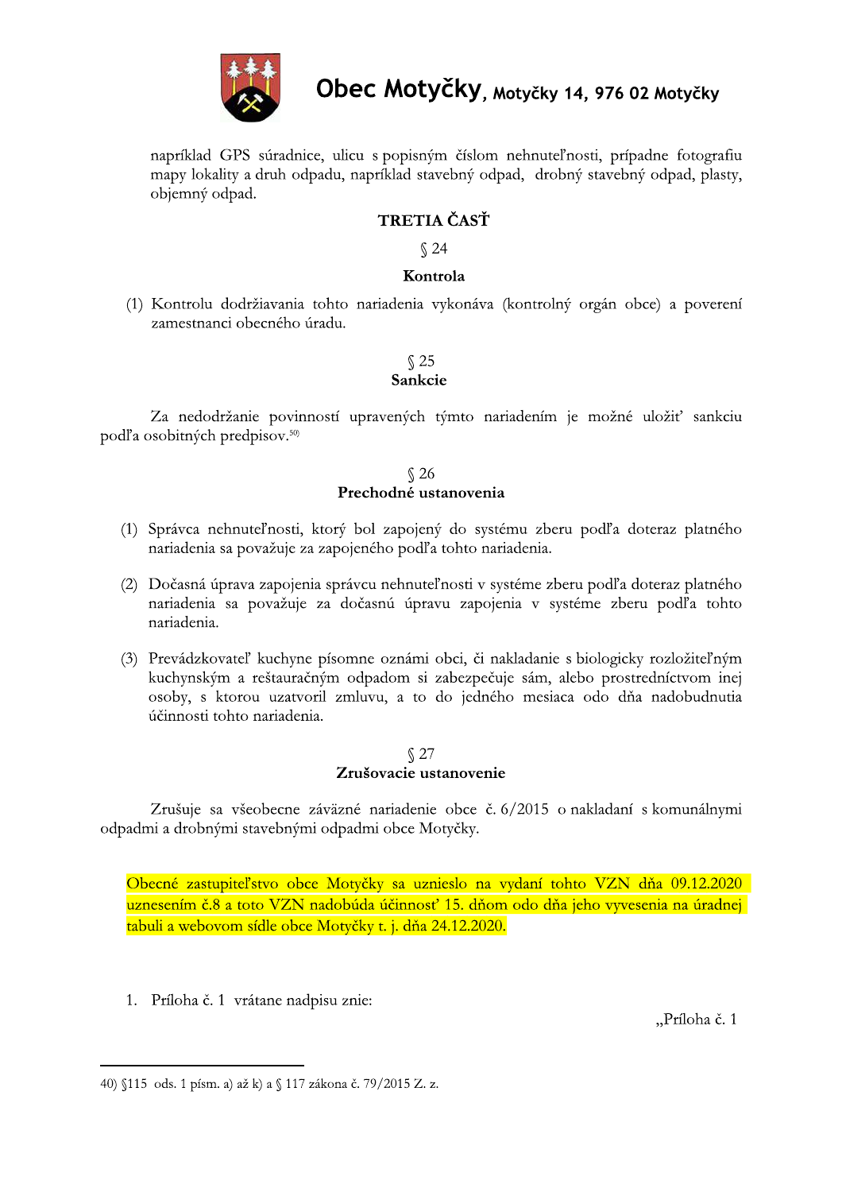napríklad GPS súradnice, ulicu s popisným číslom nehnuteľnosti, prípadne fotografiu mapy lokality a druh odpadu, napríklad stavebný odpad, drobný stavebný odpad, plasty, objemný odpad.

## TRETIA ČASŤ

### § 24

### Kontrola

(1) Kontrolu dodržiavania tohto nariadenia vykonáva (kontrolný orgán obce) a poverení zamestnanci obecného úradu.

### § 25
### Sankcie

Za nedodržanie povinností upravených týmto nariadením je možné uložiť sankciu podľa osobitných predpisov.[50)]

### § 26
### Prechodné ustanovenia

(1) Správca nehnuteľnosti, ktorý bol zapojený do systému zberu podľa doteraz platného nariadenia sa považuje za zapojeného podľa tohto nariadenia.

(2) Dočasná úprava zapojenia správcu nehnuteľnosti v systéme zberu podľa doteraz platného nariadenia sa považuje za dočasnú úpravu zapojenia v systéme zberu podľa tohto nariadenia.

(3) Prevádzkovateľ kuchyne písomne oznámi obci, či nakladanie s biologicky rozložiteľným kuchynským a reštauračným odpadom si zabezpečuje sám, alebo prostredníctvom inej osoby, s ktorou uzatvoril zmluvu, a to do jedného mesiaca odo dňa nadobudnutia účinnosti tohto nariadenia.

### § 27
### Zrušovacie ustanovenie

Zrušuje sa všeobecne záväzné nariadenie obce č. 6/2015 o nakladaní s komunálnymi odpadmi a drobnými stavebnými odpadmi obce Motyčky.

Obecné zastupiteľstvo obce Motyčky sa uznieslo na vydaní tohto VZN dňa 09.12.2020 uznesením č.8 a toto VZN nadobúda účinnosť 15. dňom odo dňa jeho vyvesenia na úradnej tabuli a webovom sídle obce Motyčky t. j. dňa 24.12.2020.

1. Príloha č. 1 vrátane nadpisu znie:

„Príloha č. 1

---

40) §115 ods. 1 písm. a) až k) a § 117 zákona č. 79/2015 Z. z.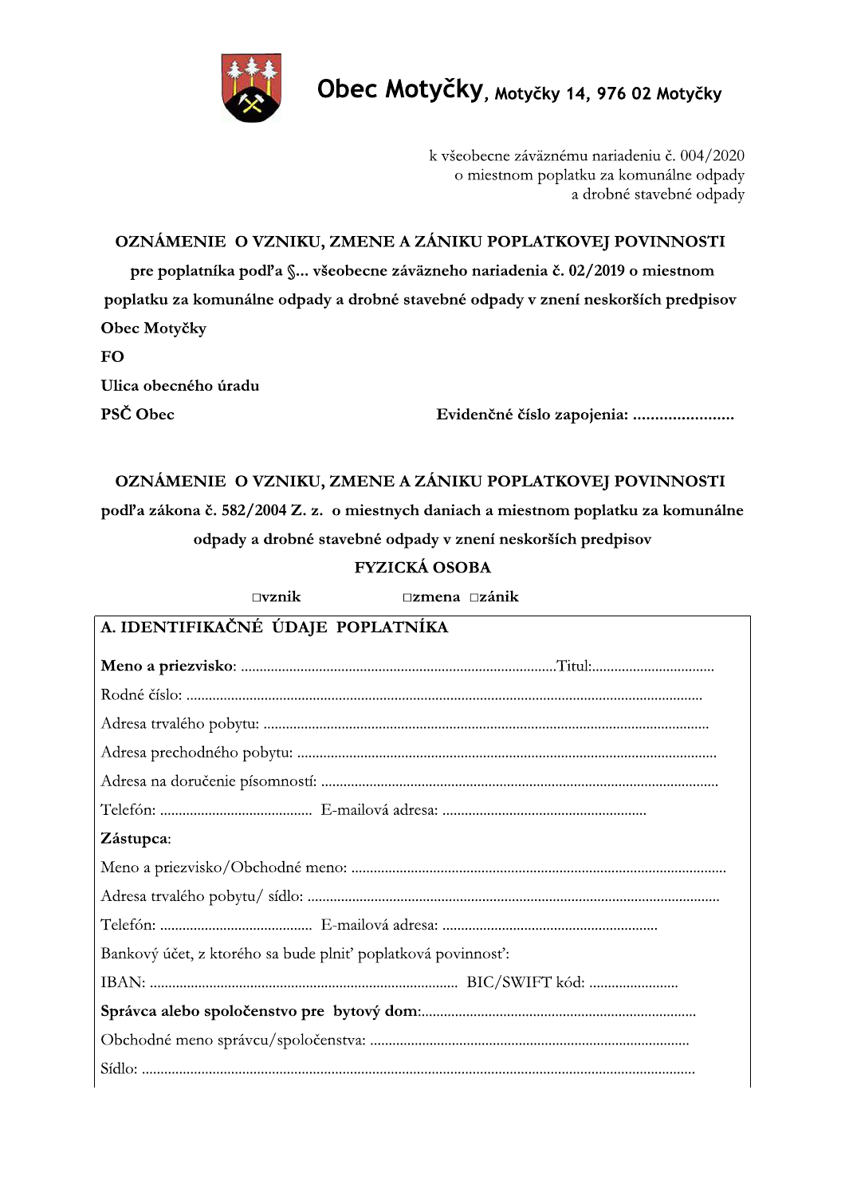**Obec Motyčky**, Motyčky 14, 976 02 Motyčky

k všeobecne záväznému nariadeniu č. 004/2020
o miestnom poplatku za komunálne odpady
a drobné stavebné odpady

**OZNÁMENIE O VZNIKU, ZMENE A ZÁNIKU POPLATKOVEJ POVINNOSTI**

**pre poplatníka podľa §... všeobecne záväzneho nariadenia č. 02/2019 o miestnom poplatku za komunálne odpady a drobné stavebné odpady v znení neskorších predpisov**

**Obec Motyčky**

**FO**

**Ulica obecného úradu**

**PSČ Obec** **Evidenčné číslo zapojenia: .......................**

**OZNÁMENIE O VZNIKU, ZMENE A ZÁNIKU POPLATKOVEJ POVINNOSTI**

**podľa zákona č. 582/2004 Z. z. o miestnych daniach a miestnom poplatku za komunálne odpady a drobné stavebné odpady v znení neskorších predpisov**

**FYZICKÁ OSOBA**

**□vznik** **□zmena** **□zánik**

**A. IDENTIFIKAČNÉ ÚDAJE POPLATNÍKA**

**Meno a priezvisko**: ............................................................................................Titul:.................................

Rodné číslo: ..........................................................................................................................................

Adresa trvalého pobytu: ......................................................................................................................

Adresa prechodného pobytu: ..............................................................................................................

Adresa na doručenie písomností: .........................................................................................................

Telefón: ........................................ E-mailová adresa: ......................................................

**Zástupca**:

Meno a priezvisko/Obchodné meno: ...................................................................................................

Adresa trvalého pobytu/ sídlo: .............................................................................................................

Telefón: ........................................ E-mailová adresa: .........................................................

Bankový účet, z ktorého sa bude plniť poplatková povinnosť:

IBAN: .................................................................................. BIC/SWIFT kód: ........................

**Správca alebo spoločenstvo pre bytový dom**:.........................................................................

Obchodné meno správcu/spoločenstva: ....................................................................................

Sídlo: ...................................................................................................................................................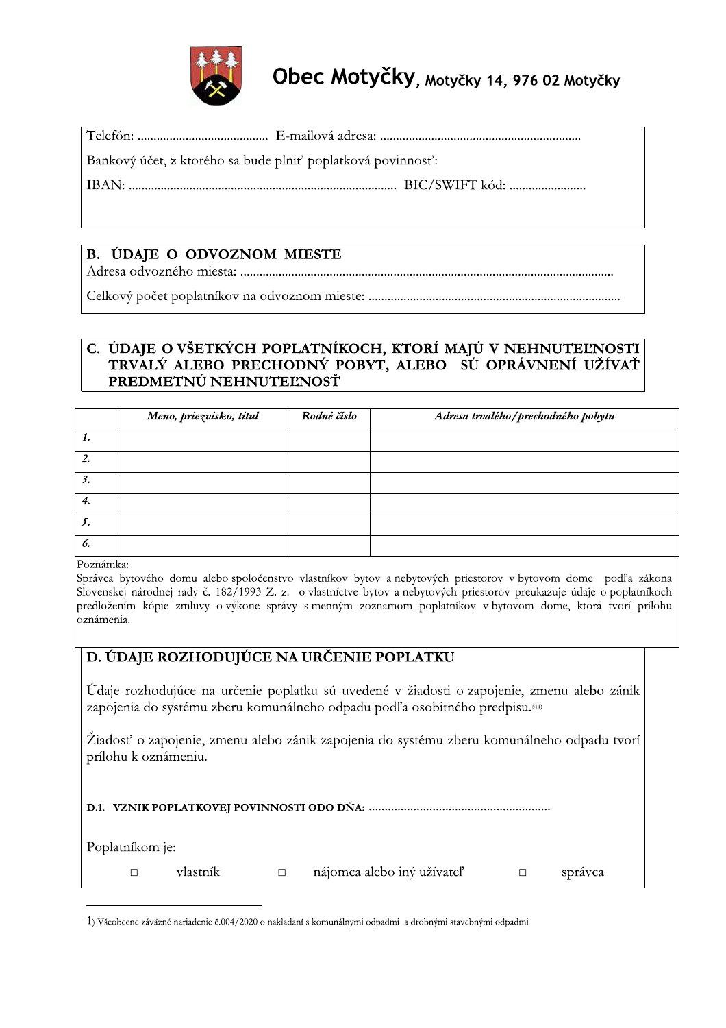**Obec Motyčky**, **Motyčky 14, 976 02 Motyčky**

Telefón: ......................................... E-mailová adresa: ..............................................................

Bankový účet, z ktorého sa bude plniť poplatková povinnosť:

IBAN: .................................................................................... BIC/SWIFT kód: ........................

## B. ÚDAJE O ODVOZNOM MIESTE

Adresa odvozného miesta: ..................................................................................................................

Celkový počet poplatníkov na odvoznom mieste: ..............................................................................

## C. ÚDAJE O VŠETKÝCH POPLATNÍKOCH, KTORÍ MAJÚ V NEHNUTEĽNOSTI TRVALÝ ALEBO PRECHODNÝ POBYT, ALEBO SÚ OPRÁVNENÍ UŽÍVAŤ PREDMETNÚ NEHNUTEĽNOSŤ

| | *Meno, priezvisko, titul* | *Rodné číslo* | *Adresa trvalého/prechodného pobytu* |
|---|---|---|---|
| *1.* | | | |
| *2.* | | | |
| *3.* | | | |
| *4.* | | | |
| *5.* | | | |
| *6.* | | | |

Poznámka:
Správca bytového domu alebo spoločenstvo vlastníkov bytov a nebytových priestorov v bytovom dome podľa zákona Slovenskej národnej rady č. 182/1993 Z. z. o vlastníctve bytov a nebytových priestorov preukazuje údaje o poplatníkoch predložením kópie zmluvy o výkone správy s menným zoznamom poplatníkov v bytovom dome, ktorá tvorí prílohu oznámenia.

## D. ÚDAJE ROZHODUJÚCE NA URČENIE POPLATKU

Údaje rozhodujúce na určenie poplatku sú uvedené v žiadosti o zapojenie, zmenu alebo zánik zapojenia do systému zberu komunálneho odpadu podľa osobitného predpisu.[511)]

Žiadosť o zapojenie, zmenu alebo zánik zapojenia do systému zberu komunálneho odpadu tvorí prílohu k oznámeniu.

**D.1. VZNIK POPLATKOVEJ POVINNOSTI ODO DŇA:** .........................................................

Poplatníkom je:

□ vlastník □ nájomca alebo iný užívateľ □ správca

---

1) Všeobecne záväzné nariadenie č.004/2020 o nakladaní s komunálnymi odpadmi a drobnými stavebnými odpadmi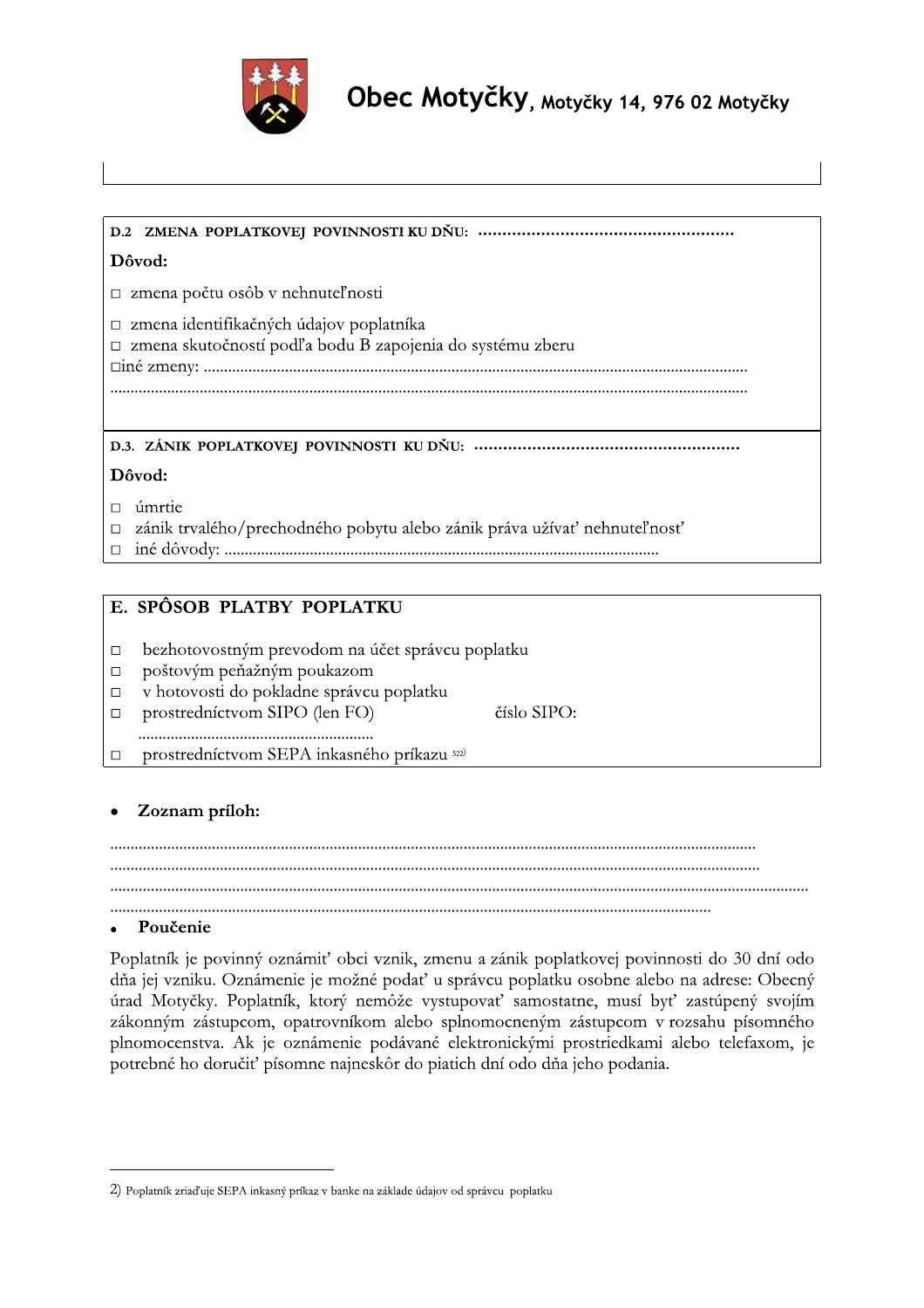Obec Motyčky, Motyčky 14, 976 02 Motyčky

**D.2 ZMENA POPLATKOVEJ POVINNOSTI KU DŇU:** ....................................................

**Dôvod:**

□ zmena počtu osôb v nehnuteľnosti

□ zmena identifikačných údajov poplatníka
□ zmena skutočností podľa bodu B zapojenia do systému zberu
□iné zmeny: ..................................................................................................................................
..........................................................................................................................................

**D.3. ZÁNIK POPLATKOVEJ POVINNOSTI KU DŇU:** ......................................................

**Dôvod:**

□ úmrtie
□ zánik trvalého/prechodného pobytu alebo zánik práva užívať nehnuteľnosť
□ iné dôvody: .........................................................................................................

## E. SPÔSOB PLATBY POPLATKU

□ bezhotovostným prevodom na účet správcu poplatku
□ poštovým peňažným poukazom
□ v hotovosti do pokladne správcu poplatku
□ prostredníctvom SIPO (len FO) číslo SIPO: .........................................................
□ prostredníctvom SEPA inkasného príkazu [522)]

- **Zoznam príloh:**

..........................................................................................................................................
..........................................................................................................................................
..........................................................................................................................................
..........................................................................................................................................

- **Poučenie**

Poplatník je povinný oznámiť obci vznik, zmenu a zánik poplatkovej povinnosti do 30 dní odo dňa jej vzniku. Oznámenie je možné podať u správcu poplatku osobne alebo na adrese: Obecný úrad Motyčky. Poplatník, ktorý nemôže vystupovať samostatne, musí byť zastúpený svojím zákonným zástupcom, opatrovníkom alebo splnomocneným zástupcom v rozsahu písomného plnomocenstva. Ak je oznámenie podávané elektronickými prostriedkami alebo telefaxom, je potrebné ho doručiť písomne najneskôr do piatich dní odo dňa jeho podania.

---

2) Poplatník zriaďuje SEPA inkasný príkaz v banke na základe údajov od správcu poplatku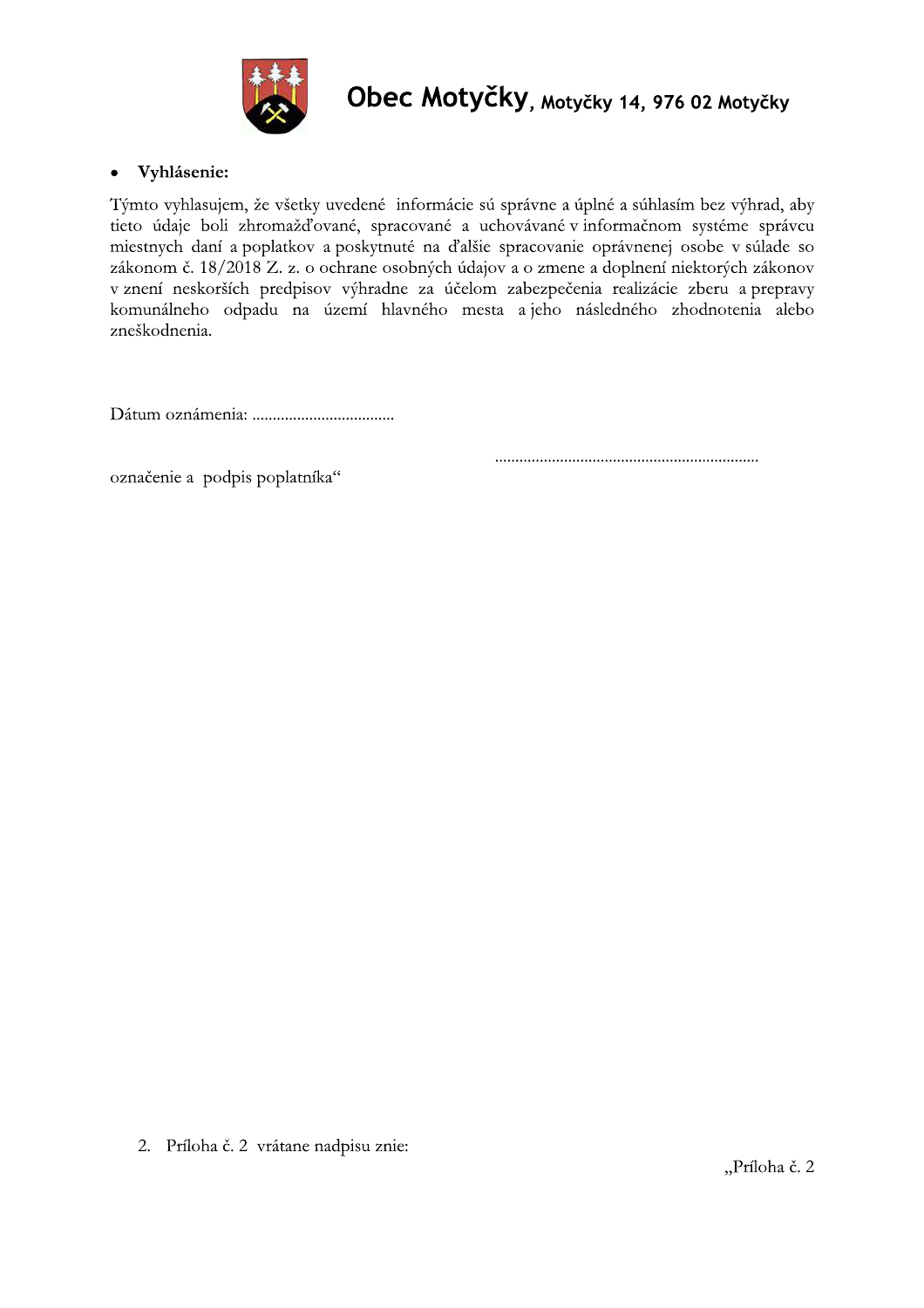- **Vyhlásenie:**

Týmto vyhlasujem, že všetky uvedené informácie sú správne a úplné a súhlasím bez výhrad, aby tieto údaje boli zhromažďované, spracované a uchovávané v informačnom systéme správcu miestnych daní a poplatkov a poskytnuté na ďalšie spracovanie oprávnenej osobe v súlade so zákonom č. 18/2018 Z. z. o ochrane osobných údajov a o zmene a doplnení niektorých zákonov v znení neskorších predpisov výhradne za účelom zabezpečenia realizácie zberu a prepravy komunálneho odpadu na území hlavného mesta a jeho následného zhodnotenia alebo zneškodnenia.

Dátum oznámenia: ...................................

.................................................................

označenie a podpis poplatníka“

2. Príloha č. 2 vrátane nadpisu znie:

„Príloha č. 2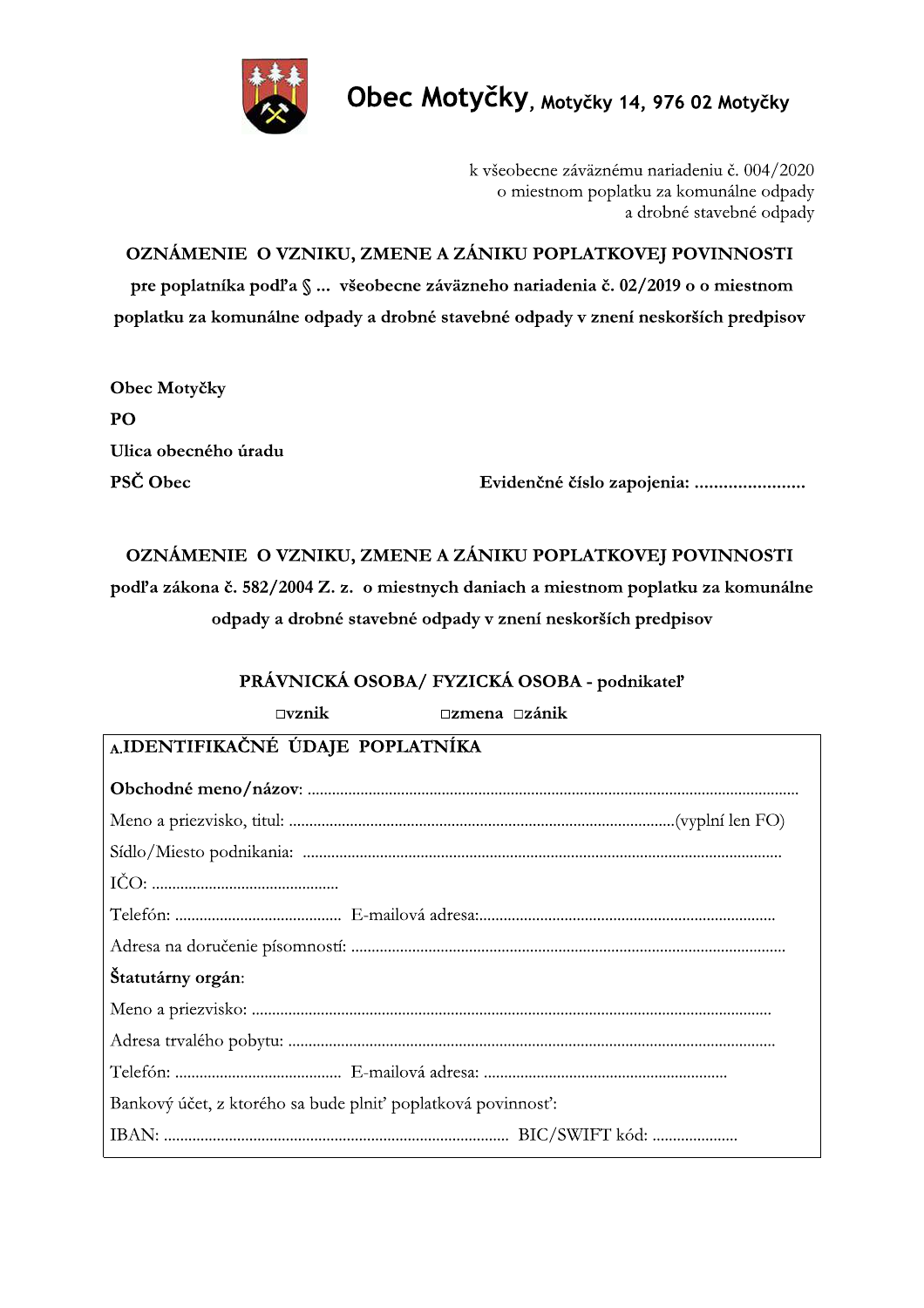**Obec Motyčky**, **Motyčky 14, 976 02 Motyčky**

k všeobecne záväznému nariadeniu č. 004/2020
o miestnom poplatku za komunálne odpady
a drobné stavebné odpady

**OZNÁMENIE O VZNIKU, ZMENE A ZÁNIKU POPLATKOVEJ POVINNOSTI**
**pre poplatníka podľa § ... všeobecne záväzneho nariadenia č. 02/2019 o o miestnom poplatku za komunálne odpady a drobné stavebné odpady v znení neskorších predpisov**

**Obec Motyčky**
**PO**
**Ulica obecného úradu**
**PSČ Obec** **Evidenčné číslo zapojenia: .......................**

**OZNÁMENIE O VZNIKU, ZMENE A ZÁNIKU POPLATKOVEJ POVINNOSTI**
**podľa zákona č. 582/2004 Z. z. o miestnych daniach a miestnom poplatku za komunálne odpady a drobné stavebné odpady v znení neskorších predpisov**

**PRÁVNICKÁ OSOBA/ FYZICKÁ OSOBA - podnikateľ**

□vznik □zmena □zánik

**A.IDENTIFIKAČNÉ ÚDAJE POPLATNÍKA**

**Obchodné meno/názov**: ........................................................................................................................

Meno a priezvisko, titul: ..............................................................................................(vyplní len FO)

Sídlo/Miesto podnikania: ....................................................................................................................

IČO: ..............................................

Telefón: ......................................... E-mailová adresa:.........................................................................

Adresa na doručenie písomností: .........................................................................................................

**Štatutárny orgán**:

Meno a priezvisko: ...............................................................................................................................

Adresa trvalého pobytu: .......................................................................................................................

Telefón: ......................................... E-mailová adresa: ............................................................

Bankový účet, z ktorého sa bude plniť poplatková povinnosť:

IBAN: .................................................................................... BIC/SWIFT kód: .....................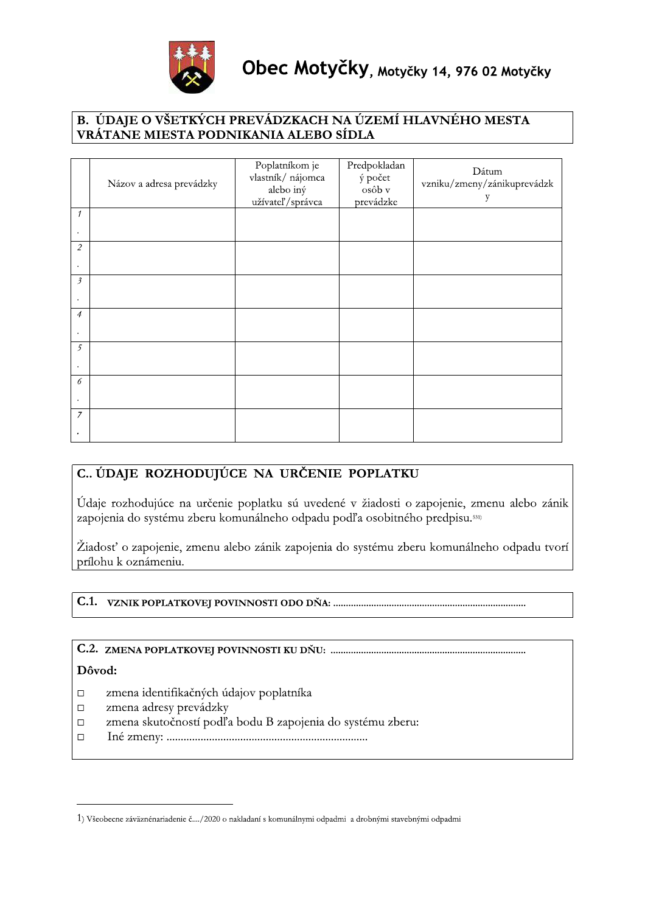# Obec Motyčky, Motyčky 14, 976 02 Motyčky

## B. ÚDAJE O VŠETKÝCH PREVÁDZKACH NA ÚZEMÍ HLAVNÉHO MESTA VRÁTANE MIESTA PODNIKANIA ALEBO SÍDLA

| | Názov a adresa prevádzky | Poplatníkom je vlastník/ nájomca alebo iný užívateľ/správca | Predpokladaný počet osôb v prevádzke | Dátum vzniku/zmeny/zánikuprevádzky |
|---|---|---|---|---|
| 1. | | | | |
| 2. | | | | |
| 3. | | | | |
| 4. | | | | |
| 5. | | | | |
| 6. | | | | |
| 7. | | | | |

## C.. ÚDAJE ROZHODUJÚCE NA URČENIE POPLATKU

Údaje rozhodujúce na určenie poplatku sú uvedené v žiadosti o zapojenie, zmenu alebo zánik zapojenia do systému zberu komunálneho odpadu podľa osobitného predpisu.[531]

Žiadosť o zapojenie, zmenu alebo zánik zapojenia do systému zberu komunálneho odpadu tvorí prílohu k oznámeniu.

**C.1. VZNIK POPLATKOVEJ POVINNOSTI ODO DŇA:** ..........................................................................

**C.2. ZMENA POPLATKOVEJ POVINNOSTI KU DŇU:** ..........................................................................

**Dôvod:**

- □ zmena identifikačných údajov poplatníka
- □ zmena adresy prevádzky
- □ zmena skutočností podľa bodu B zapojenia do systému zberu:
- □ Iné zmeny: ......................................................................

---

1) Všeobecne záväznénariadenie č..../2020 o nakladaní s komunálnymi odpadmi a drobnými stavebnými odpadmi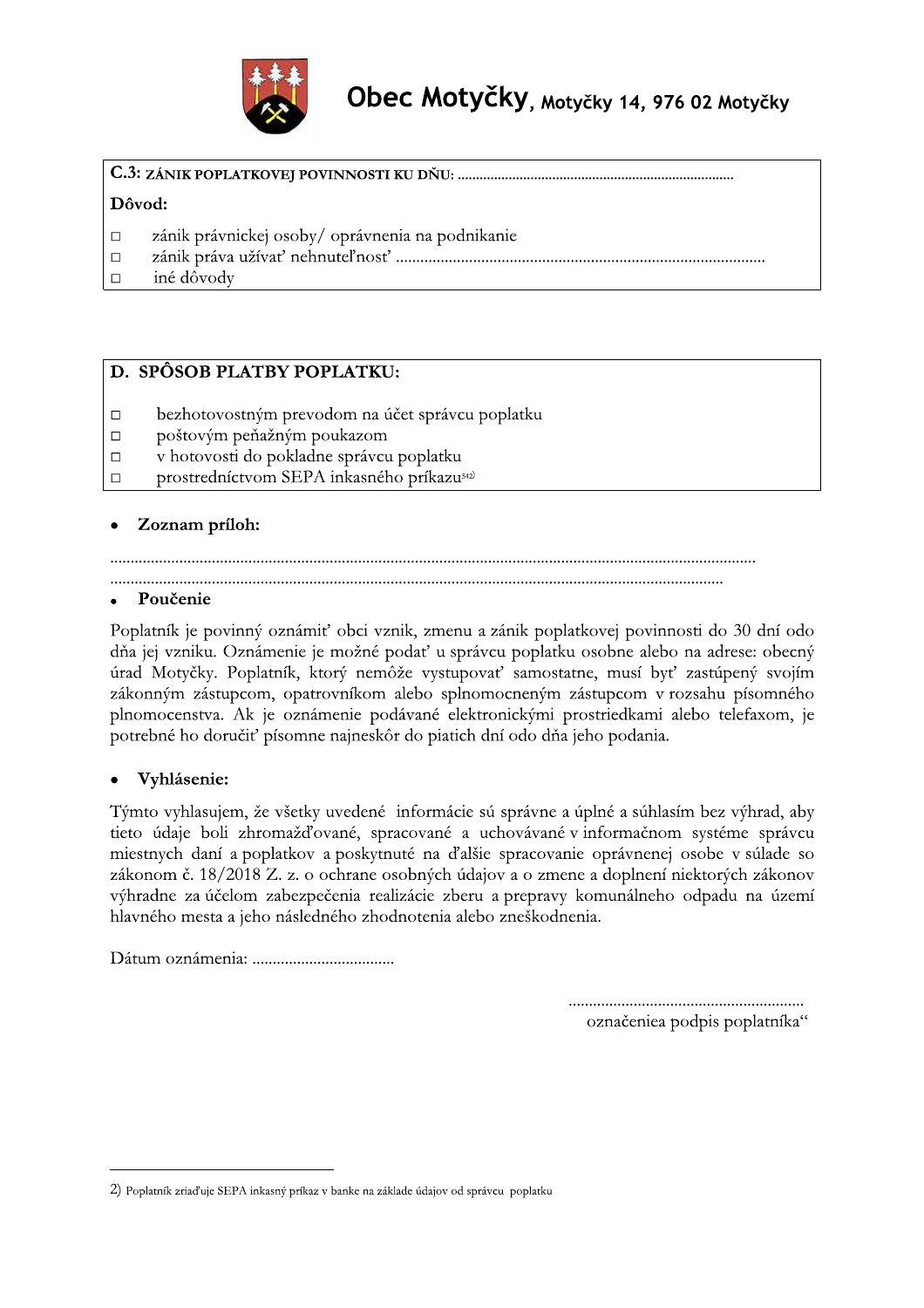**Obec Motyčky**, Motyčky 14, 976 02 Motyčky

**C.3:** ZÁNIK POPLATKOVEJ POVINNOSTI KU DŇU: ..........................................................................

**Dôvod:**

- □ zánik právnickej osoby/ oprávnenia na podnikanie
- □ zánik práva užívať nehnuteľnosť .........................................................................................
- □ iné dôvody

## D. SPÔSOB PLATBY POPLATKU:

- □ bezhotovostným prevodom na účet správcu poplatku
- □ poštovým peňažným poukazom
- □ v hotovosti do pokladne správcu poplatku
- □ prostredníctvom SEPA inkasného príkazu[542)]

- **Zoznam príloh:**

.............................................................................................................................................

.............................................................................................................................................

- **Poučenie**

Poplatník je povinný oznámiť obci vznik, zmenu a zánik poplatkovej povinnosti do 30 dní odo dňa jej vzniku. Oznámenie je možné podať u správcu poplatku osobne alebo na adrese: obecný úrad Motyčky. Poplatník, ktorý nemôže vystupovať samostatne, musí byť zastúpený svojím zákonným zástupcom, opatrovníkom alebo splnomocneným zástupcom v rozsahu písomného plnomocenstva. Ak je oznámenie podávané elektronickými prostriedkami alebo telefaxom, je potrebné ho doručiť písomne najneskôr do piatich dní odo dňa jeho podania.

- **Vyhlásenie:**

Týmto vyhlasujem, že všetky uvedené informácie sú správne a úplné a súhlasím bez výhrad, aby tieto údaje boli zhromažďované, spracované a uchovávané v informačnom systéme správcu miestnych daní a poplatkov a poskytnuté na ďalšie spracovanie oprávnenej osobe v súlade so zákonom č. 18/2018 Z. z. o ochrane osobných údajov a o zmene a doplnení niektorých zákonov výhradne za účelom zabezpečenia realizácie zberu a prepravy komunálneho odpadu na území hlavného mesta a jeho následného zhodnotenia alebo zneškodnenia.

Dátum oznámenia: ...................................

..........................................................
označeniea podpis poplatníka"

---

2) Poplatník zriaďuje SEPA inkasný príkaz v banke na základe údajov od správcu poplatku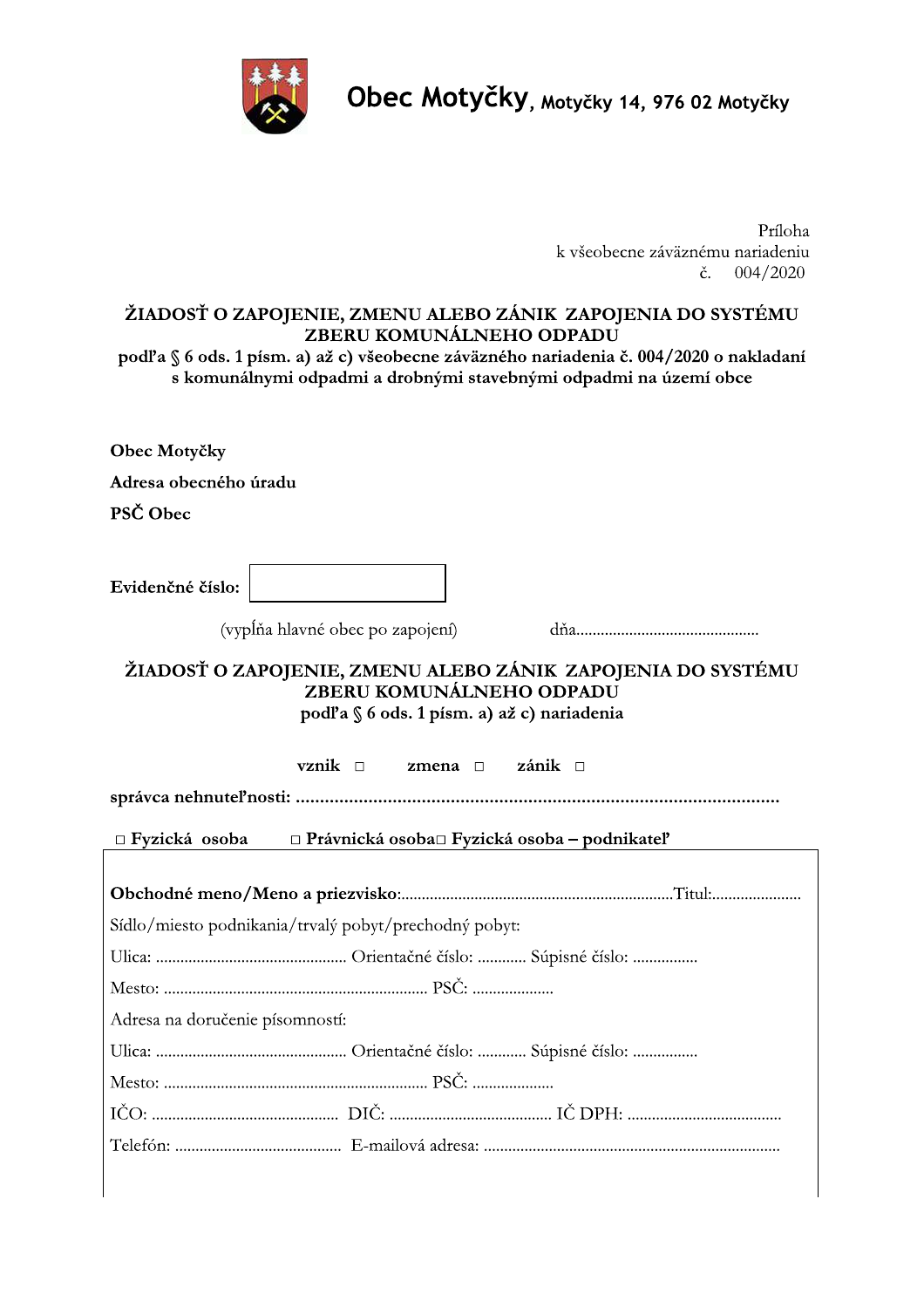**Obec Motyčky**, **Motyčky 14, 976 02 Motyčky**

Príloha
k všeobecne záväznému nariadeniu
č. 004/2020

**ŽIADOSŤ O ZAPOJENIE, ZMENU ALEBO ZÁNIK ZAPOJENIA DO SYSTÉMU ZBERU KOMUNÁLNEHO ODPADU**
**podľa § 6 ods. 1 písm. a) až c) všeobecne záväzného nariadenia č. 004/2020 o nakladaní s komunálnymi odpadmi a drobnými stavebnými odpadmi na území obce**

**Obec Motyčky**

**Adresa obecného úradu**

**PSČ Obec**

**Evidenčné číslo:** [ ]

(vypĺňa hlavné obec po zapojení) dňa............................................

**ŽIADOSŤ O ZAPOJENIE, ZMENU ALEBO ZÁNIK ZAPOJENIA DO SYSTÉMU ZBERU KOMUNÁLNEHO ODPADU**
**podľa § 6 ods. 1 písm. a) až c) nariadenia**

**vznik** □ **zmena** □ **zánik** □

**správca nehnuteľnosti: ....................................................................................................**

□ **Fyzická osoba** □ **Právnická osoba**□ **Fyzická osoba – podnikateľ**

**Obchodné meno/Meno a priezvisko**:..................................................................Titul:......................

Sídlo/miesto podnikania/trvalý pobyt/prechodný pobyt:

Ulica: .............................................. Orientačné číslo: ........... Súpisné číslo: ...............

Mesto: ................................................................ PSČ: ...................

Adresa na doručenie písomností:

Ulica: .............................................. Orientačné číslo: ........... Súpisné číslo: ...............

Mesto: ................................................................ PSČ: ...................

IČO: ............................................. DIČ: ....................................... IČ DPH: .....................................

Telefón: ........................................ E-mailová adresa: .......................................................................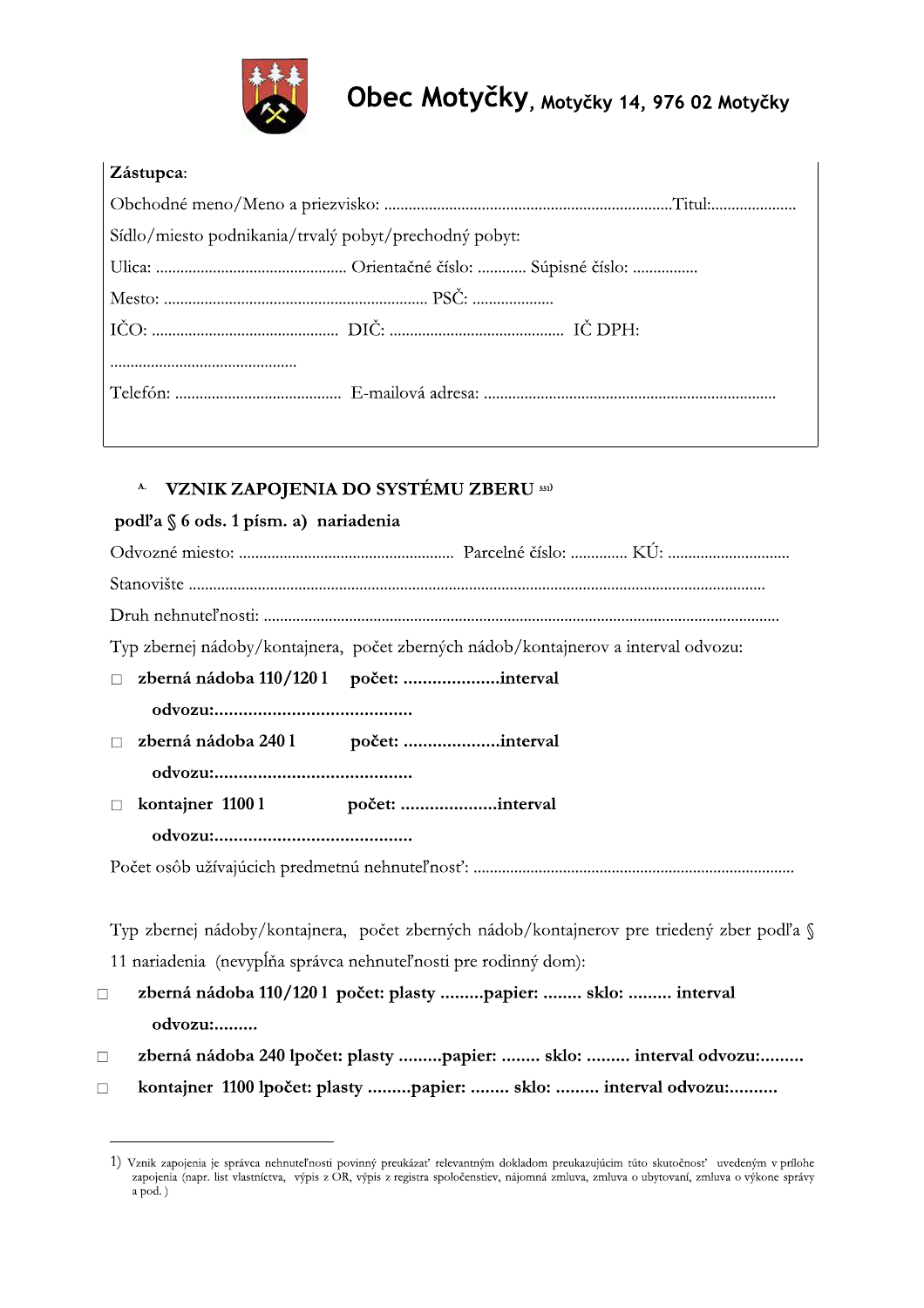**Obec Motyčky, Motyčky 14, 976 02 Motyčky**

**Zástupca**:

Obchodné meno/Meno a priezvisko: ......................................................................Titul:.....................

Sídlo/miesto podnikania/trvalý pobyt/prechodný pobyt:

Ulica: ............................................... Orientačné číslo: ........... Súpisné číslo: ...............

Mesto: ................................................................. PSČ: ....................

IČO: .............................................. DIČ: ........................................... IČ DPH:

..............................................

Telefón: ......................................... E-mailová adresa: ......................................................................

## A. VZNIK ZAPOJENIA DO SYSTÉMU ZBERU [1]

**podľa § 6 ods. 1 písm. a) nariadenia**

Odvozné miesto: .................................................... Parcelné číslo: .............. KÚ: ..............................

Stanovište ..........................................................................................................................................

Druh nehnuteľnosti: .............................................................................................................................

Typ zbernej nádoby/kontajnera, počet zberných nádob/kontajnerov a interval odvozu:

- ☐ **zberná nádoba 110/120 l počet: ....................interval odvozu:.........................................**
- ☐ **zberná nádoba 240 l počet: ....................interval odvozu:.........................................**
- ☐ **kontajner 1100 l počet: ....................interval odvozu:.........................................**

Počet osôb užívajúcich predmetnú nehnuteľnosť: ..............................................................................

Typ zbernej nádoby/kontajnera, počet zberných nádob/kontajnerov pre triedený zber podľa § 11 nariadenia (nevypĺňa správca nehnuteľnosti pre rodinný dom):

- ☐ **zberná nádoba 110/120 l počet: plasty .........papier: ........ sklo: ......... interval odvozu:.........**
- ☐ **zberná nádoba 240 lpočet: plasty .........papier: ........ sklo: ......... interval odvozu:.........**
- ☐ **kontajner 1100 lpočet: plasty .........papier: ........ sklo: ......... interval odvozu:..........**

---

1) Vznik zapojenia je správca nehnuteľnosti povinný preukázať relevantným dokladom preukazujúcim túto skutočnosť uvedeným v prílohe zapojenia (napr. list vlastníctva, výpis z OR, výpis z registra spoločenstiev, nájomná zmluva, zmluva o ubytovaní, zmluva o výkone správy a pod. )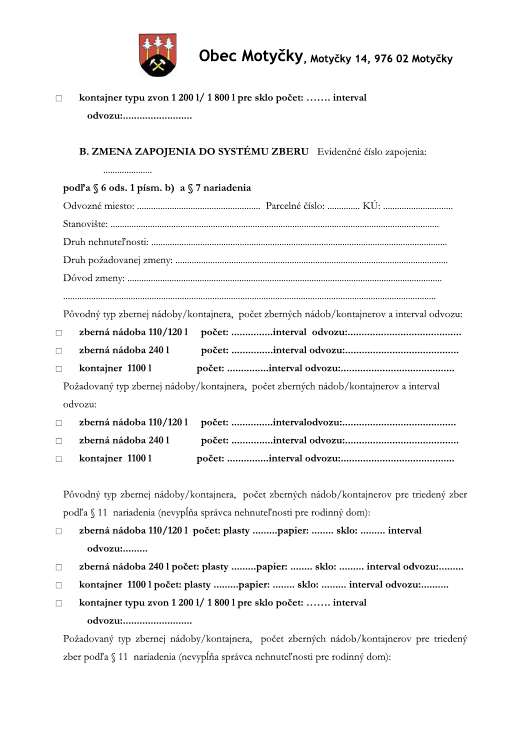**Obec Motyčky**, **Motyčky 14, 976 02 Motyčky**

☐ **kontajner typu zvon 1 200 l/ 1 800 l pre sklo počet: ……. interval odvozu:.........................**

**B. ZMENA ZAPOJENIA DO SYSTÉMU ZBERU** Evidenčné číslo zapojenia: .....................

**podľa § 6 ods. 1 písm. b) a § 7 nariadenia**

Odvozné miesto: .................................................... Parcelné číslo: ............. KÚ: .............................

Stanovište: ..........................................................................................................................................

Druh nehnuteľnosti: ............................................................................................................................

Druh požadovanej zmeny: ...................................................................................................................

Dôvod zmeny: .....................................................................................................................................

.............................................................................................................................................................

Pôvodný typ zbernej nádoby/kontajnera, počet zberných nádob/kontajnerov a interval odvozu:

☐ **zberná nádoba 110/120 l počet: ...............interval odvozu:.........................................**

☐ **zberná nádoba 240 l počet: ...............interval odvozu:.........................................**

☐ **kontajner 1100 l počet: ...............interval odvozu:.........................................**

Požadovaný typ zbernej nádoby/kontajnera, počet zberných nádob/kontajnerov a interval odvozu:

☐ **zberná nádoba 110/120 l počet: ...............intervalodvozu:.........................................**

☐ **zberná nádoba 240 l počet: ...............interval odvozu:.........................................**

☐ **kontajner 1100 l počet: ...............interval odvozu:.........................................**

Pôvodný typ zbernej nádoby/kontajnera, počet zberných nádob/kontajnerov pre triedený zber podľa § 11 nariadenia (nevypĺňa správca nehnuteľnosti pre rodinný dom):

☐ **zberná nádoba 110/120 l počet: plasty .........papier: ........ sklo: ......... interval odvozu:.........**

☐ **zberná nádoba 240 l počet: plasty .........papier: ........ sklo: ......... interval odvozu:.........**

☐ **kontajner 1100 l počet: plasty .........papier: ........ sklo: ......... interval odvozu:..........**

☐ **kontajner typu zvon 1 200 l/ 1 800 l pre sklo počet: ……. interval odvozu:.........................**

Požadovaný typ zbernej nádoby/kontajnera, počet zberných nádob/kontajnerov pre triedený zber podľa § 11 nariadenia (nevypĺňa správca nehnuteľnosti pre rodinný dom):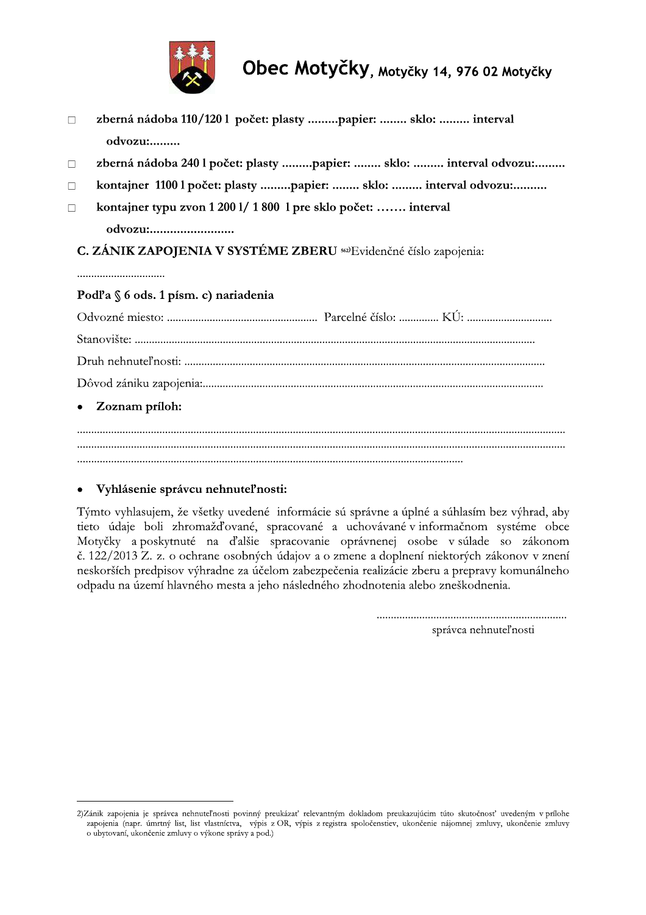**Obec Motyčky**, Motyčky 14, 976 02 Motyčky

- ☐ **zberná nádoba 110/120 l počet: plasty .........papier: ........ sklo: ......... interval odvozu:.........**
- ☐ **zberná nádoba 240 l počet: plasty .........papier: ........ sklo: ......... interval odvozu:.........**
- ☐ **kontajner 1100 l počet: plasty .........papier: ........ sklo: ......... interval odvozu:..........**
- ☐ **kontajner typu zvon 1 200 l/ 1 800 l pre sklo počet: ……. interval odvozu:.........................**

**C. ZÁNIK ZAPOJENIA V SYSTÉME ZBERU** [562] Evidenčné číslo zapojenia:

...............................

**Podľa § 6 ods. 1 písm. c) nariadenia**

Odvozné miesto: .................................................... Parcelné číslo: ............. KÚ: .............................

Stanovište: ..........................................................................................................................................

Druh nehnuteľnosti: .............................................................................................................................

Dôvod zániku zapojenia:......................................................................................................................

- **Zoznam príloh:**

.............................................................................................................................................................
.............................................................................................................................................................
.....................................................................................................................................

- **Vyhlásenie správcu nehnuteľnosti:**

Týmto vyhlasujem, že všetky uvedené informácie sú správne a úplné a súhlasím bez výhrad, aby tieto údaje boli zhromažďované, spracované a uchovávané v informačnom systéme obce Motyčky a poskytnuté na ďalšie spracovanie oprávnenej osobe v súlade so zákonom č. 122/2013 Z. z. o ochrane osobných údajov a o zmene a doplnení niektorých zákonov v znení neskorších predpisov výhradne za účelom zabezpečenia realizácie zberu a prepravy komunálneho odpadu na území hlavného mesta a jeho následného zhodnotenia alebo zneškodnenia.

...................................................................
správca nehnuteľnosti

---

2)Zánik zapojenia je správca nehnuteľnosti povinný preukázať relevantným dokladom preukazujúcim túto skutočnosť uvedeným v prílohe zapojenia (napr. úmrtný list, list vlastníctva, výpis z OR, výpis z registra spoločenstiev, ukončenie nájomnej zmluvy, ukončenie zmluvy o ubytovaní, ukončenie zmluvy o výkone správy a pod.)